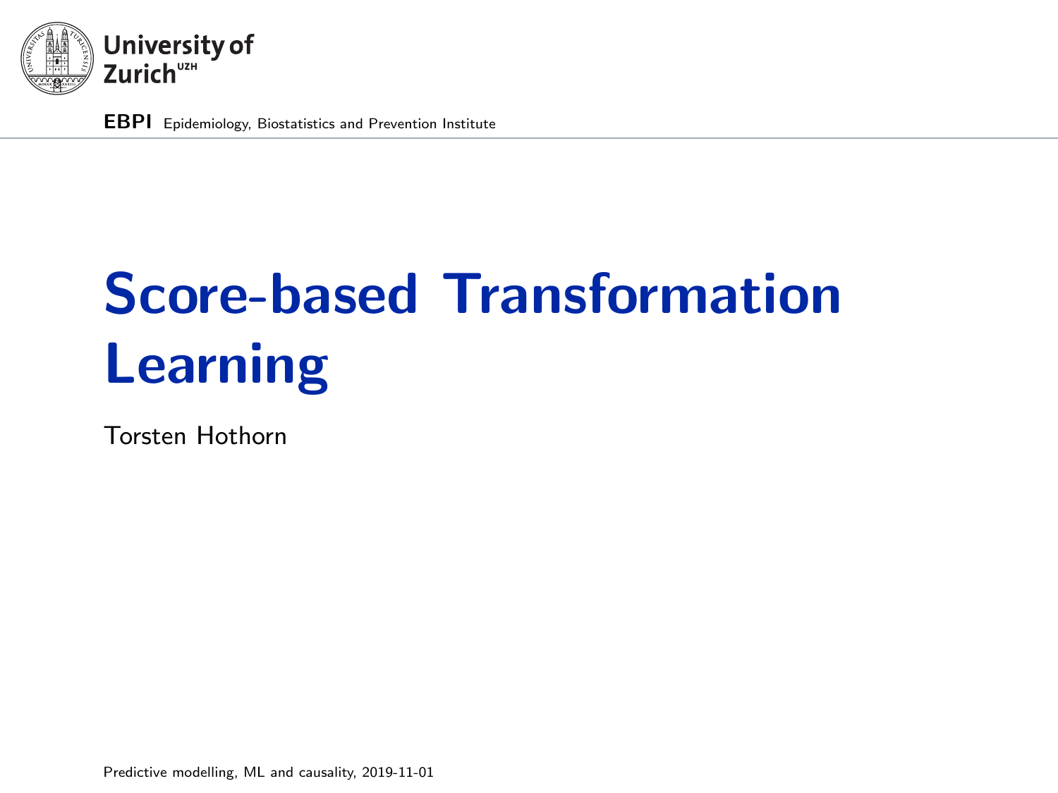University of Zurich[UZH]

**EBPI** Epidemiology, Biostatistics and Prevention Institute

# Score-based Transformation Learning

Torsten Hothorn

Predictive modelling, ML and causality, 2019-11-01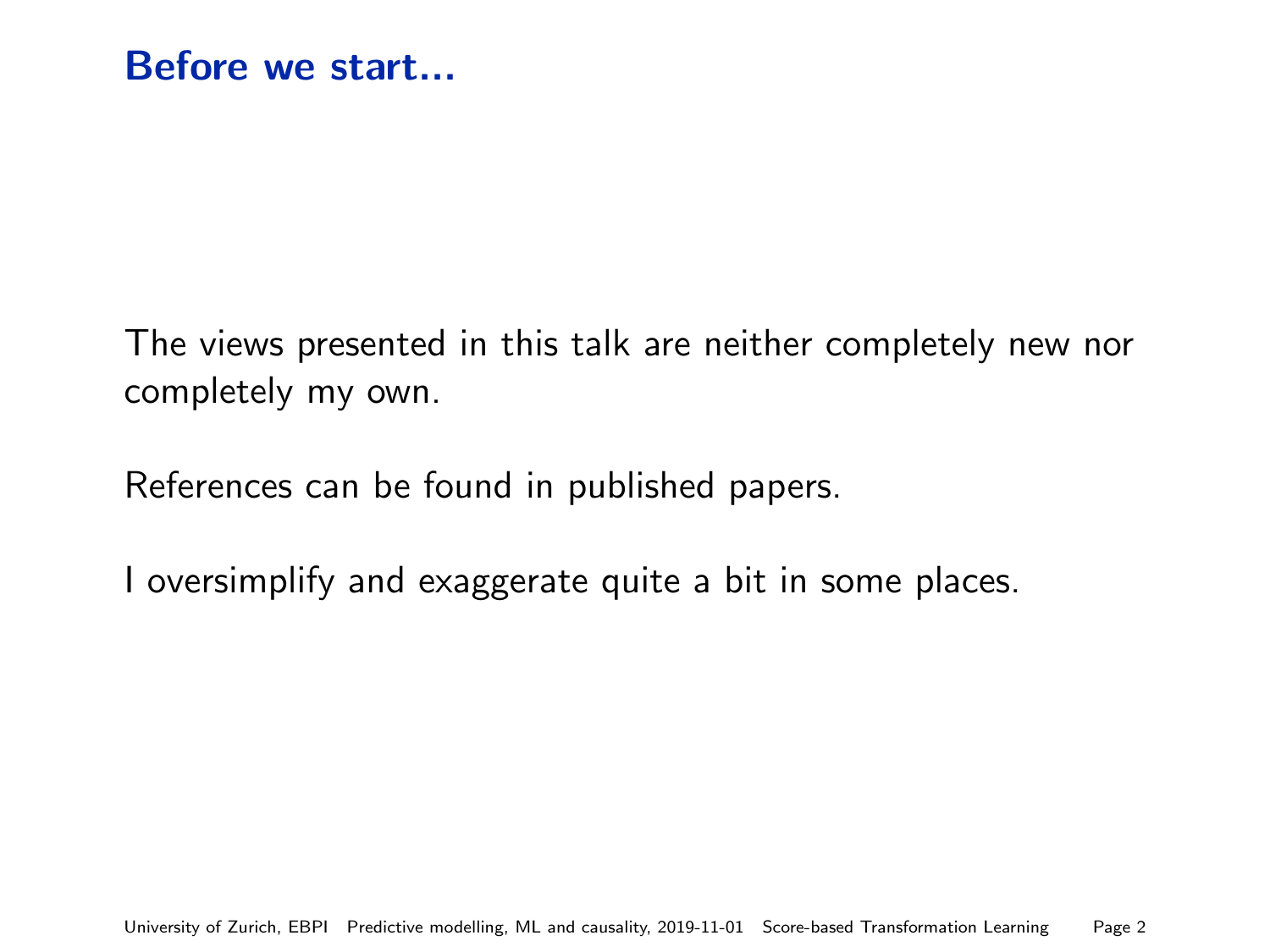# Before we start...

The views presented in this talk are neither completely new nor completely my own.

References can be found in published papers.

I oversimplify and exaggerate quite a bit in some places.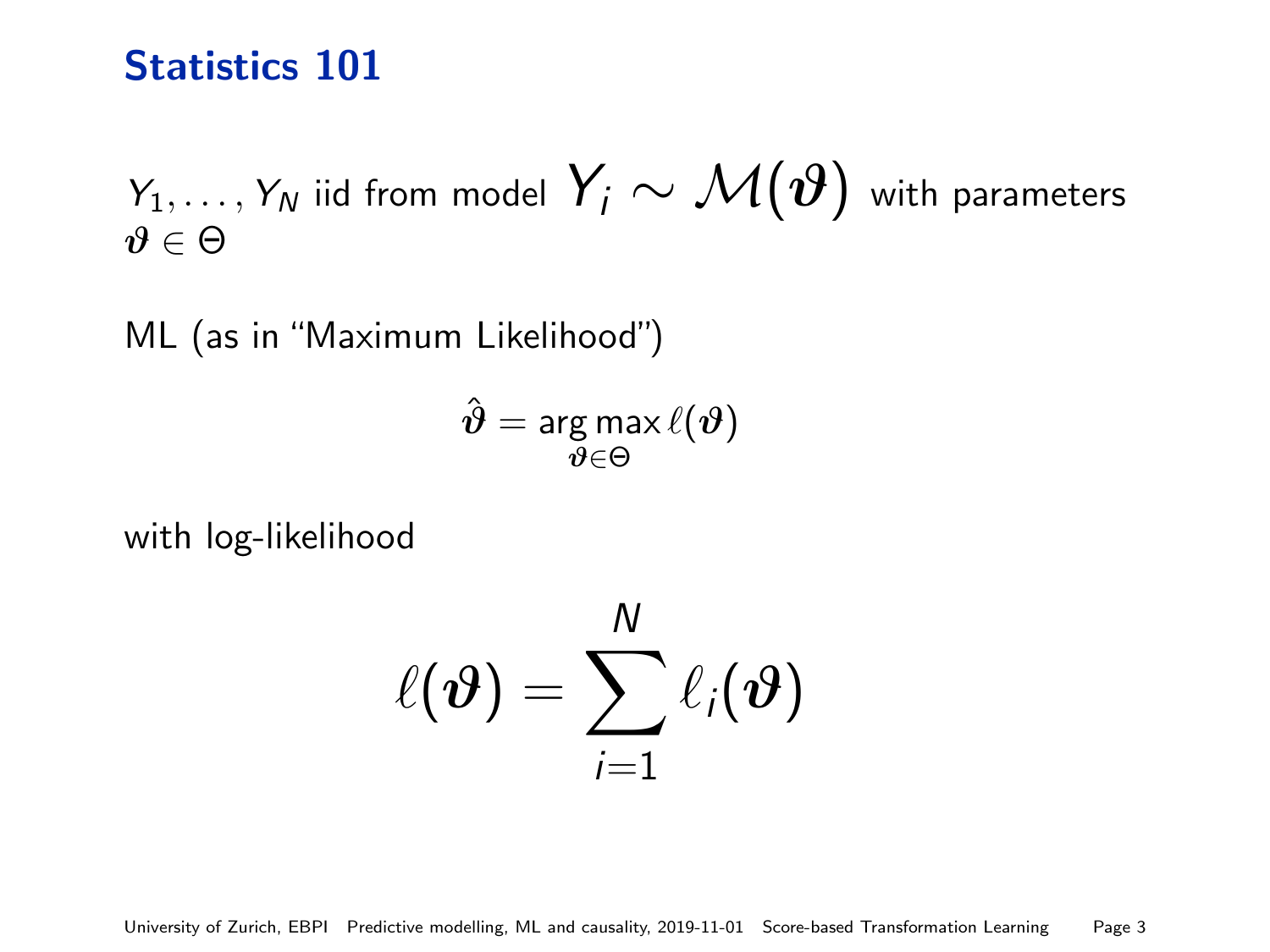# Statistics 101

$Y_1, \dots, Y_N$ iid from model $Y_i \sim \mathcal{M}(\boldsymbol{\vartheta})$ with parameters $\boldsymbol{\vartheta} \in \Theta$

ML (as in "Maximum Likelihood")

$$\hat{\boldsymbol{\vartheta}} = \operatorname*{arg\,max}_{\boldsymbol{\vartheta} \in \Theta} \ell(\boldsymbol{\vartheta})$$

with log-likelihood

$$\ell(\boldsymbol{\vartheta}) = \sum_{i=1}^{N} \ell_i(\boldsymbol{\vartheta})$$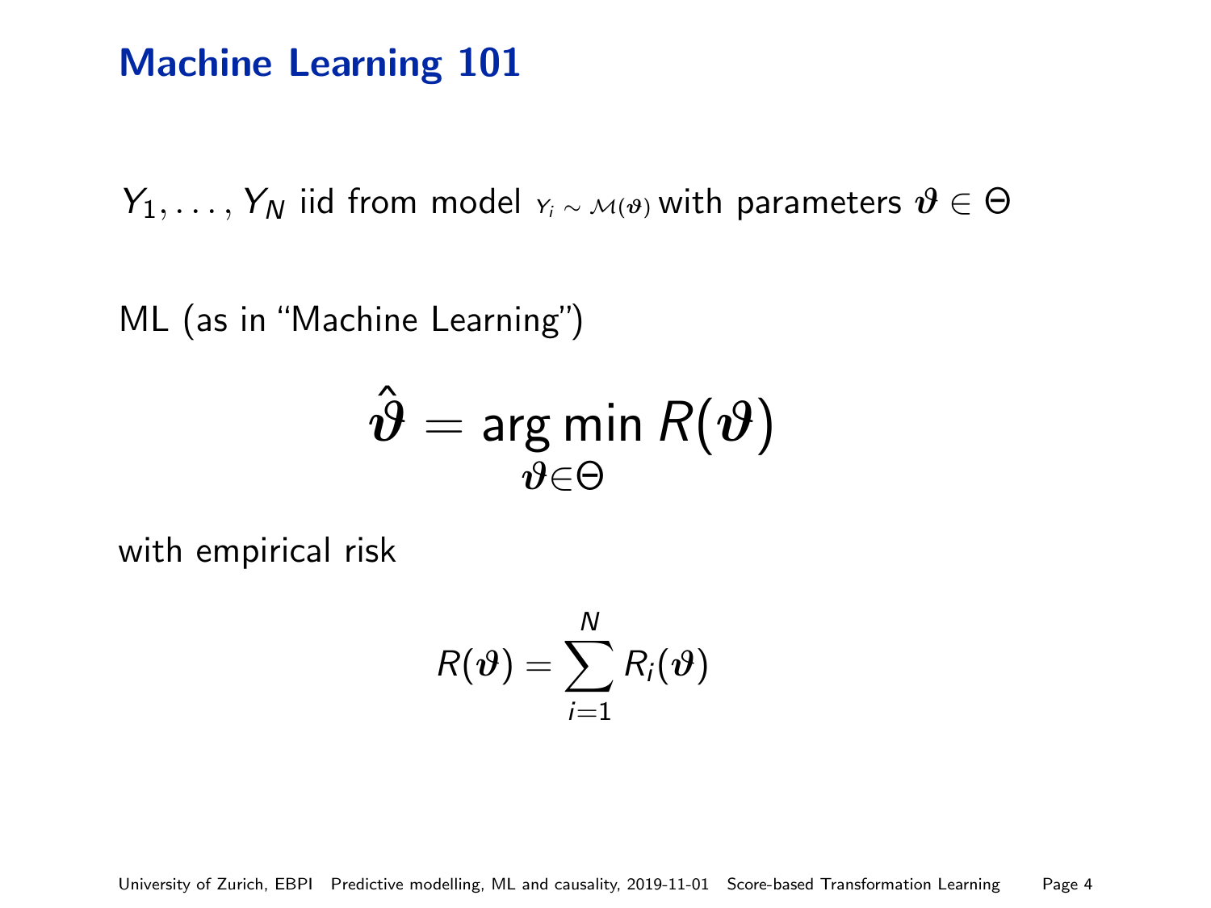# Machine Learning 101

$Y_1, \dots, Y_N$ iid from model $Y_i \sim \mathcal{M}(\boldsymbol{\vartheta})$ with parameters $\boldsymbol{\vartheta} \in \Theta$

ML (as in "Machine Learning")

$$\hat{\boldsymbol{\vartheta}} = \operatorname*{arg\,min}_{\boldsymbol{\vartheta} \in \Theta} R(\boldsymbol{\vartheta})$$

with empirical risk

$$R(\boldsymbol{\vartheta}) = \sum_{i=1}^{N} R_i(\boldsymbol{\vartheta})$$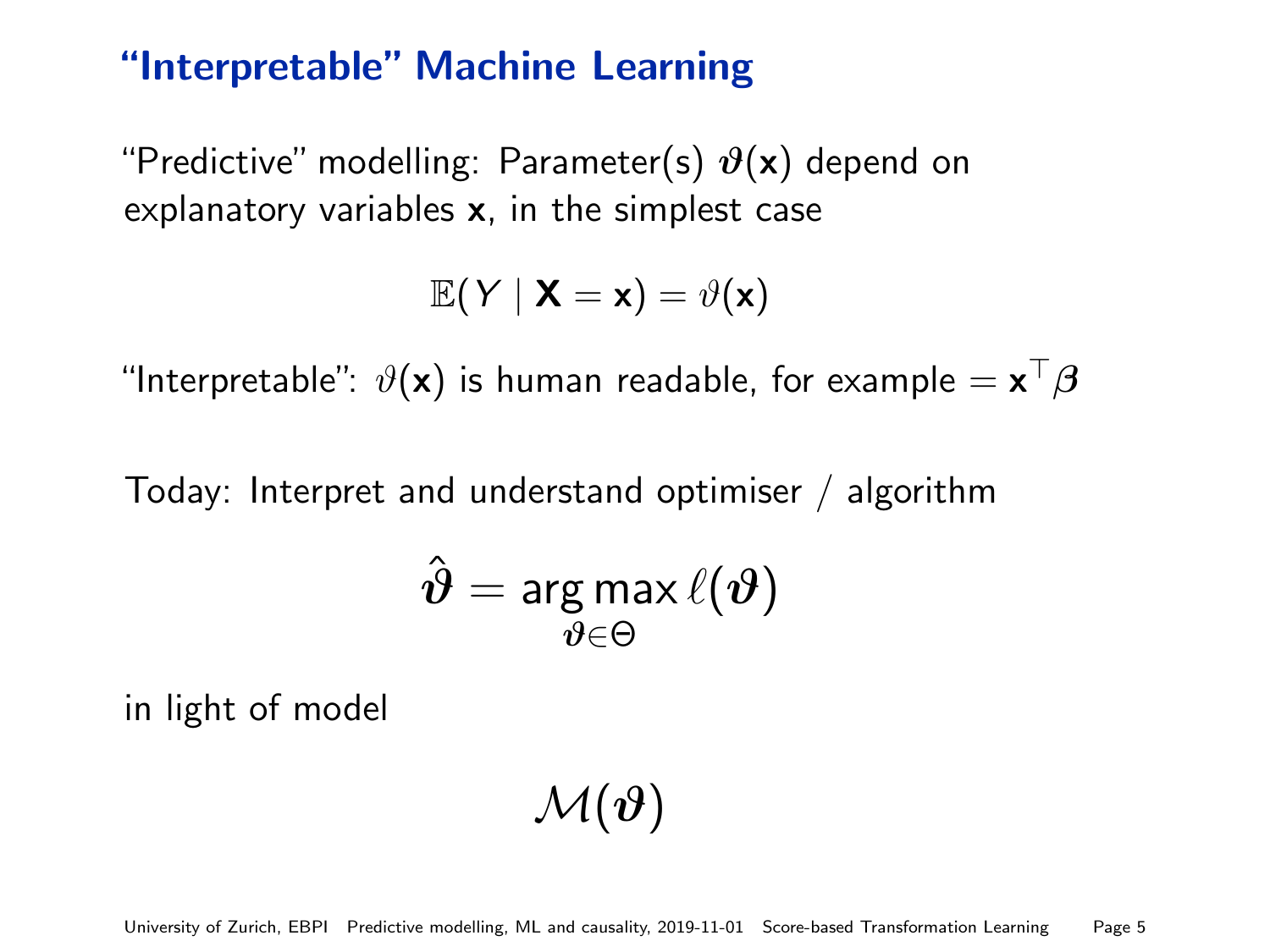## “Interpretable” Machine Learning

“Predictive” modelling: Parameter(s) $\boldsymbol{\vartheta}(\mathbf{x})$ depend on explanatory variables $\mathbf{x}$, in the simplest case

$$\mathbb{E}(Y \mid \mathbf{X} = \mathbf{x}) = \vartheta(\mathbf{x})$$

“Interpretable”: $\vartheta(\mathbf{x})$ is human readable, for example $= \mathbf{x}^\top \boldsymbol{\beta}$

Today: Interpret and understand optimiser / algorithm

$$\hat{\boldsymbol{\vartheta}} = \operatorname*{arg\,max}_{\boldsymbol{\vartheta} \in \Theta} \ell(\boldsymbol{\vartheta})$$

in light of model

$$\mathcal{M}(\boldsymbol{\vartheta})$$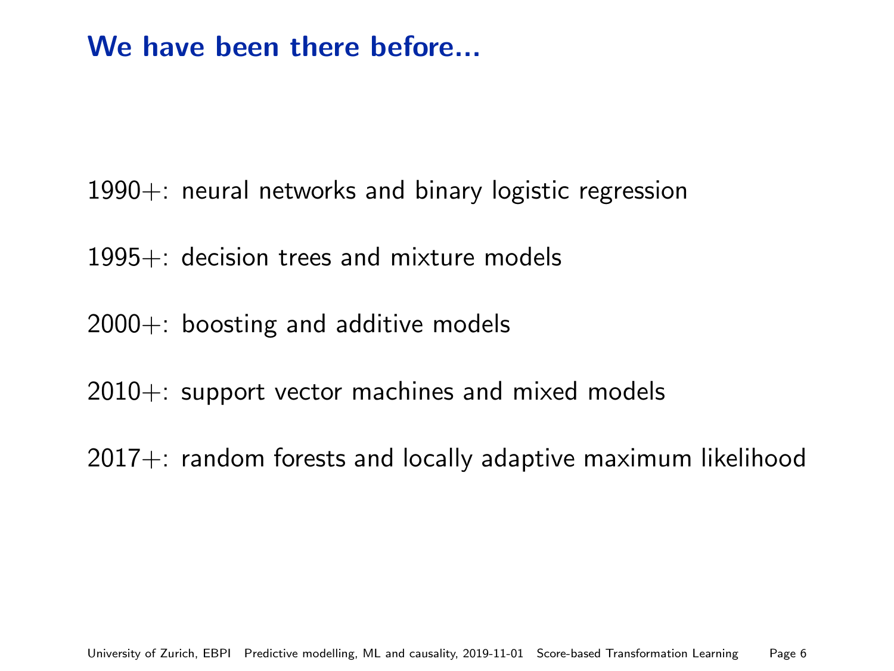# We have been there before...

1990+: neural networks and binary logistic regression

1995+: decision trees and mixture models

2000+: boosting and additive models

2010+: support vector machines and mixed models

2017+: random forests and locally adaptive maximum likelihood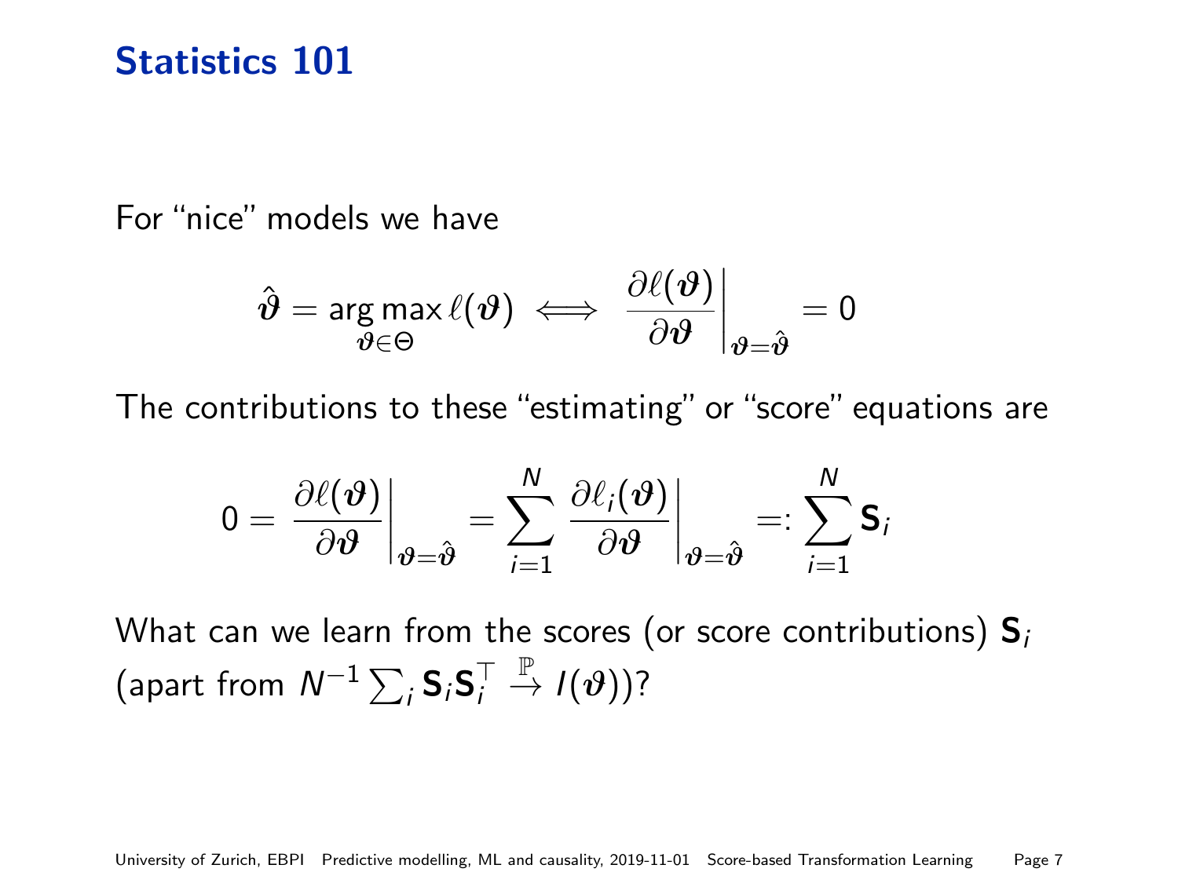# Statistics 101

For "nice" models we have

$$\hat{\boldsymbol{\vartheta}} = \underset{\boldsymbol{\vartheta} \in \Theta}{\arg\max}\, \ell(\boldsymbol{\vartheta}) \iff \left. \frac{\partial \ell(\boldsymbol{\vartheta})}{\partial \boldsymbol{\vartheta}} \right|_{\boldsymbol{\vartheta} = \hat{\boldsymbol{\vartheta}}} = 0$$

The contributions to these "estimating" or "score" equations are

$$0 = \left. \frac{\partial \ell(\boldsymbol{\vartheta})}{\partial \boldsymbol{\vartheta}} \right|_{\boldsymbol{\vartheta} = \hat{\boldsymbol{\vartheta}}} = \sum_{i=1}^{N} \left. \frac{\partial \ell_i(\boldsymbol{\vartheta})}{\partial \boldsymbol{\vartheta}} \right|_{\boldsymbol{\vartheta} = \hat{\boldsymbol{\vartheta}}} =: \sum_{i=1}^{N} \mathbf{S}_i$$

What can we learn from the scores (or score contributions) $\mathbf{S}_i$ (apart from $N^{-1} \sum_i \mathbf{S}_i \mathbf{S}_i^\top \xrightarrow{\mathbb{P}} I(\boldsymbol{\vartheta})$)?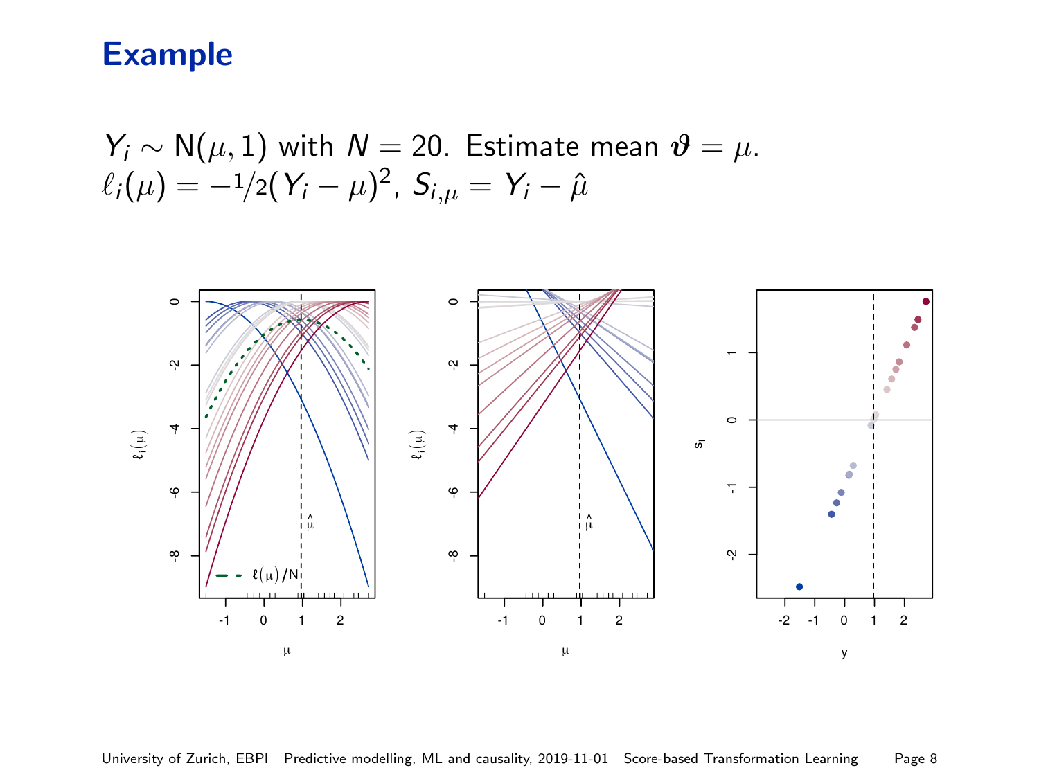# Example

$Y_i \sim \mathrm{N}(\mu, 1)$ with $N = 20$. Estimate mean $\boldsymbol{\vartheta} = \mu$.
$\ell_i(\mu) = -1/2(Y_i - \mu)^2$, $S_{i,\mu} = Y_i - \hat{\mu}$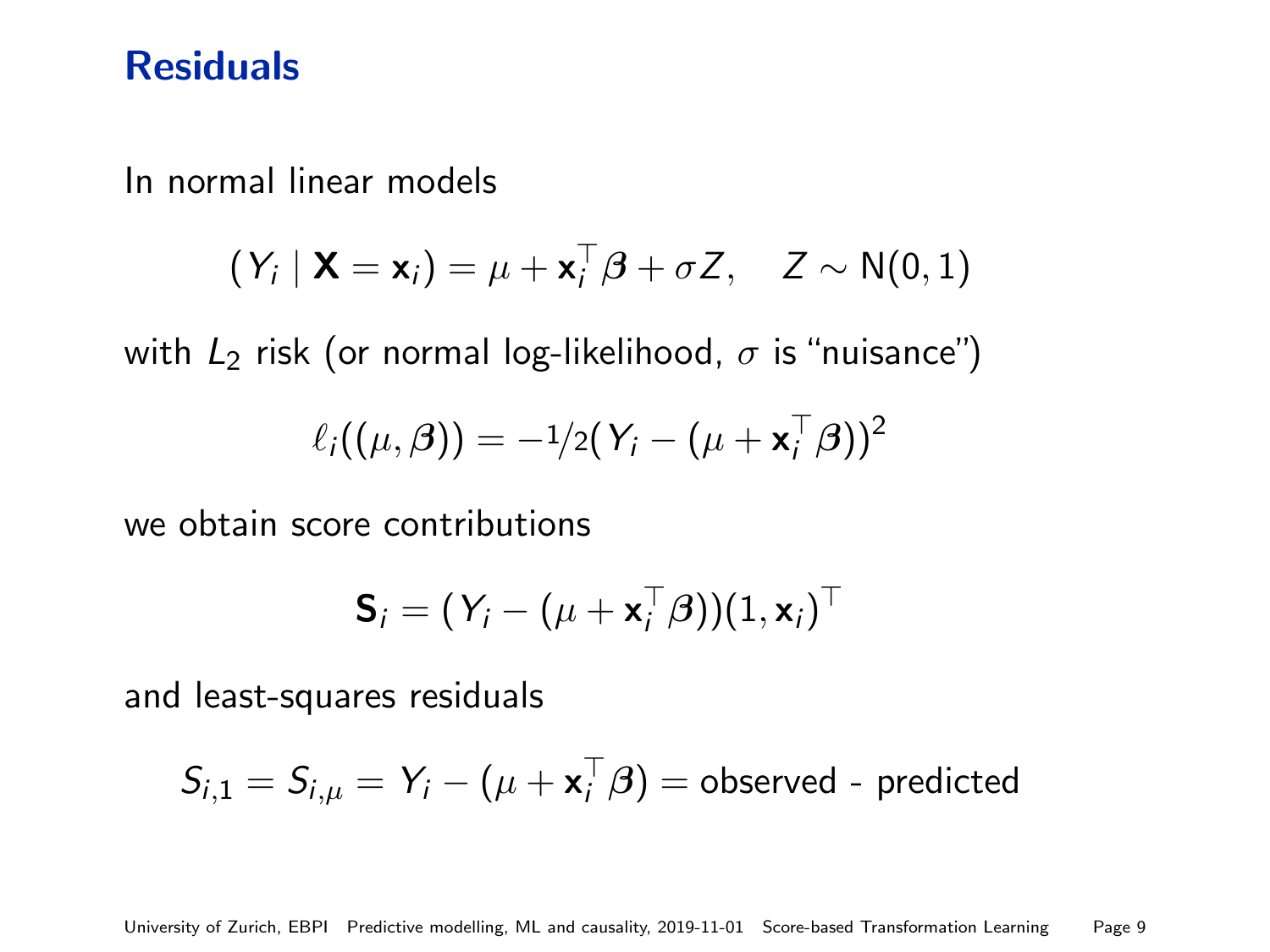# Residuals

In normal linear models

$$(Y_i \mid \mathbf{X} = \mathbf{x}_i) = \mu + \mathbf{x}_i^\top \boldsymbol{\beta} + \sigma Z, \quad Z \sim \mathrm{N}(0,1)$$

with $L_2$ risk (or normal log-likelihood, $\sigma$ is "nuisance")

$$\ell_i((\mu, \boldsymbol{\beta})) = -1/2(Y_i - (\mu + \mathbf{x}_i^\top \boldsymbol{\beta}))^2$$

we obtain score contributions

$$\mathbf{S}_i = (Y_i - (\mu + \mathbf{x}_i^\top \boldsymbol{\beta}))(1, \mathbf{x}_i)^\top$$

and least-squares residuals

$$S_{i,1} = S_{i,\mu} = Y_i - (\mu + \mathbf{x}_i^\top \boldsymbol{\beta}) = \text{observed - predicted}$$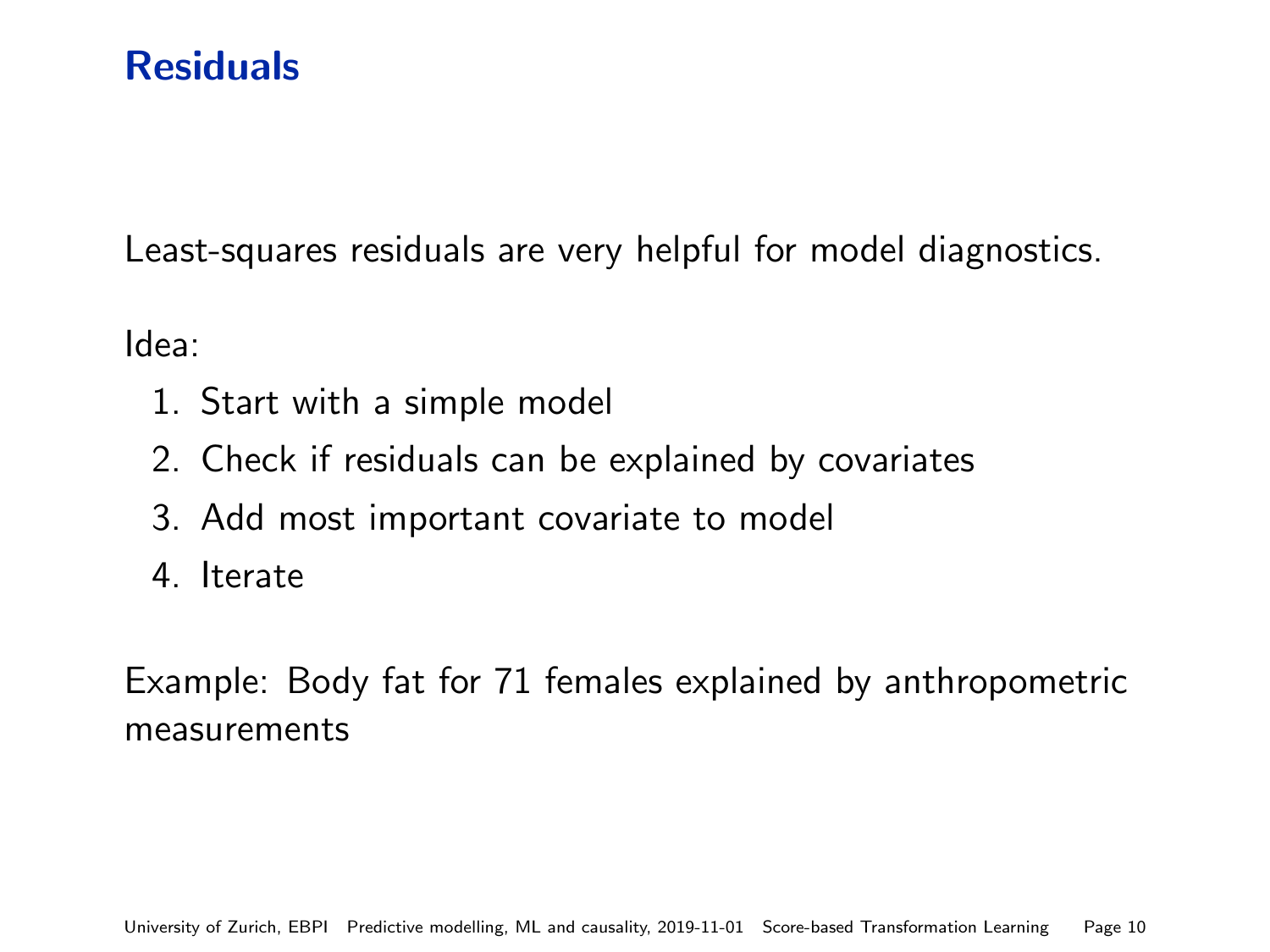# Residuals

Least-squares residuals are very helpful for model diagnostics.

Idea:

1. Start with a simple model
2. Check if residuals can be explained by covariates
3. Add most important covariate to model
4. Iterate

Example: Body fat for 71 females explained by anthropometric measurements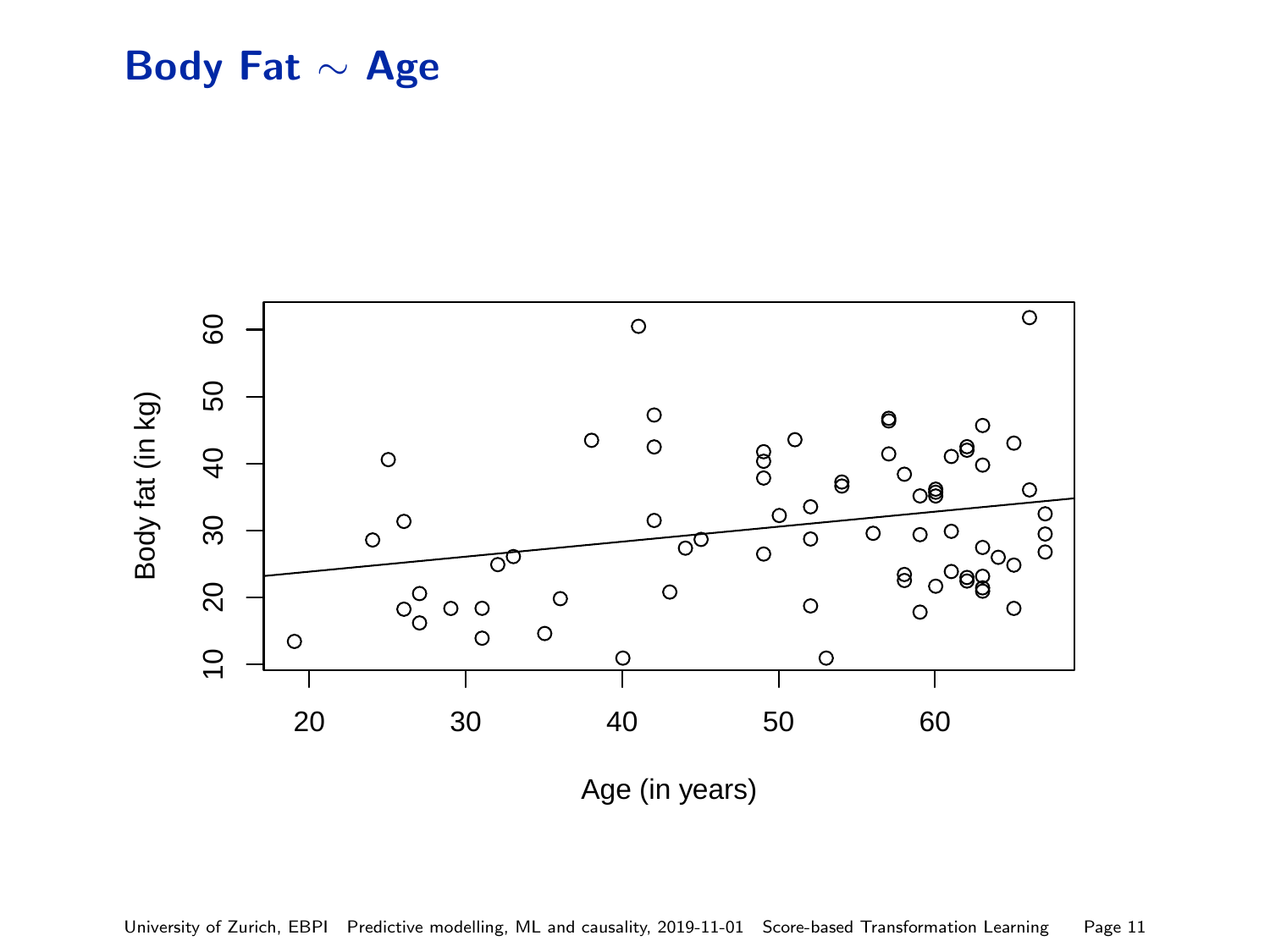# Body Fat $\sim$ Age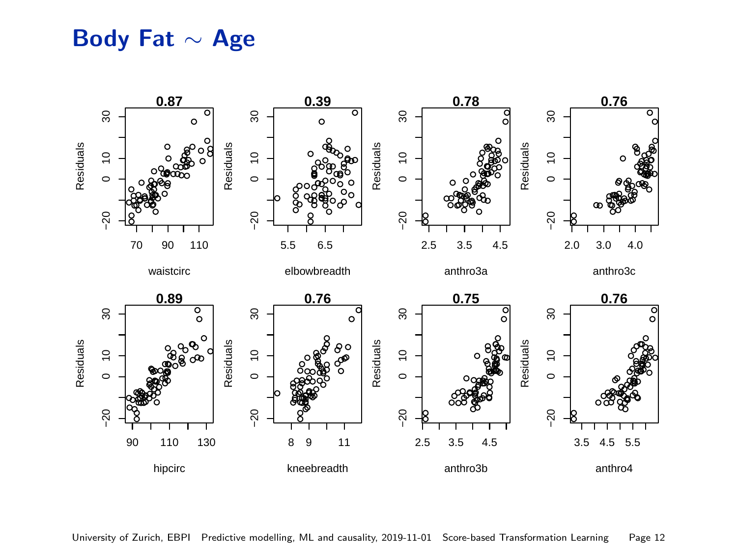# Body Fat $\sim$ Age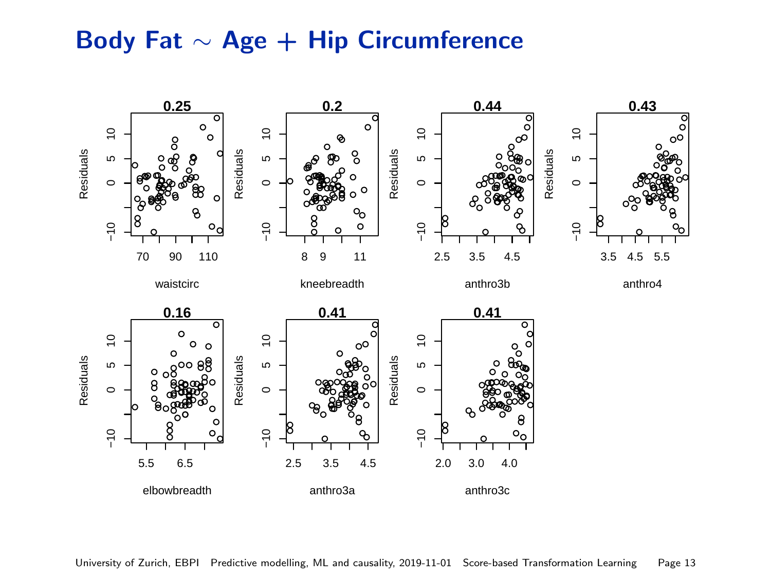# Body Fat $\sim$ Age + Hip Circumference

| Plot | Value | x-axis |
|---|---|---|
| 1 | 0.25 | waistcirc |
| 2 | 0.2 | kneebreadth |
| 3 | 0.44 | anthro3b |
| 4 | 0.43 | anthro4 |
| 5 | 0.16 | elbowbreadth |
| 6 | 0.41 | anthro3a |
| 7 | 0.41 | anthro3c |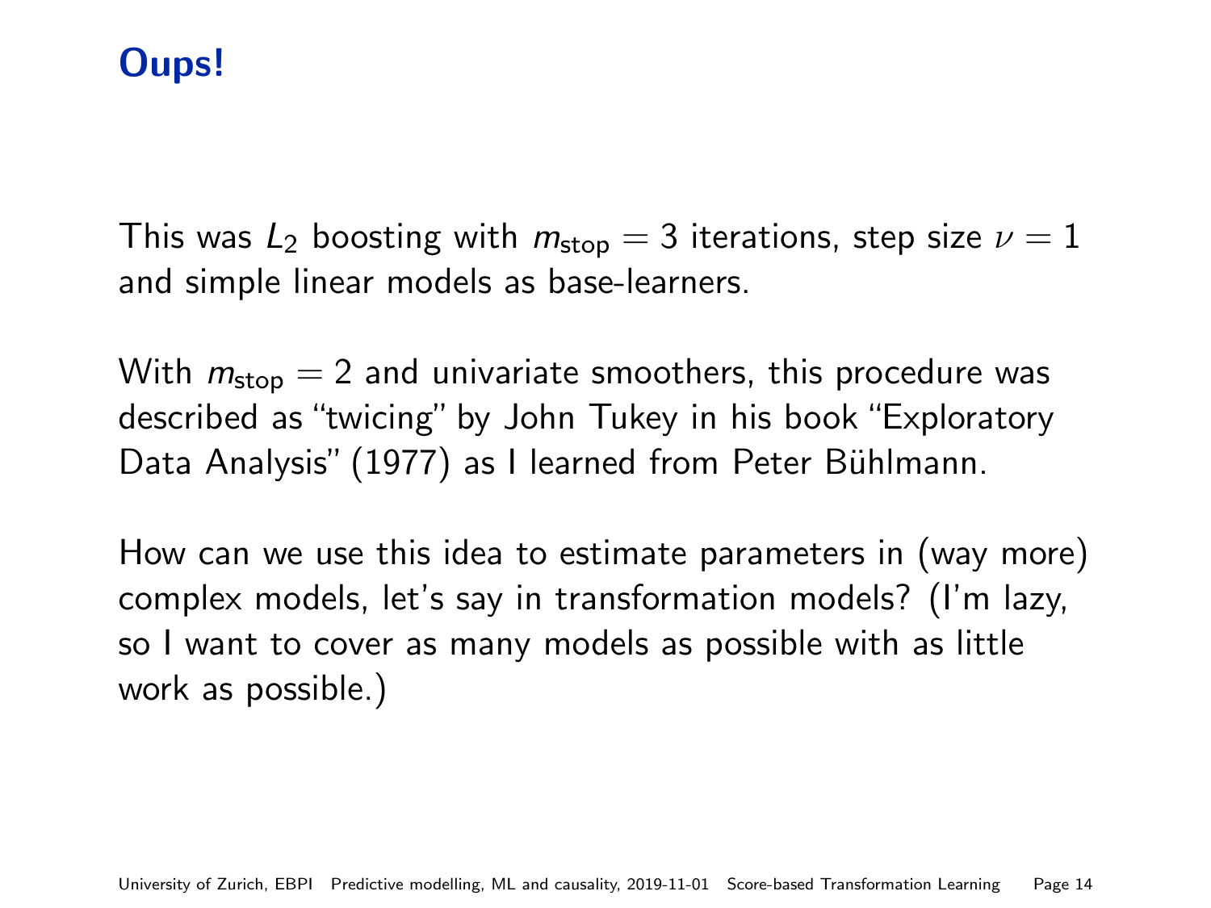# Oups!

This was $L_2$ boosting with $m_{\text{stop}} = 3$ iterations, step size $\nu = 1$ and simple linear models as base-learners.

With $m_{\text{stop}} = 2$ and univariate smoothers, this procedure was described as "twicing" by John Tukey in his book "Exploratory Data Analysis" (1977) as I learned from Peter Bühlmann.

How can we use this idea to estimate parameters in (way more) complex models, let's say in transformation models? (I'm lazy, so I want to cover as many models as possible with as little work as possible.)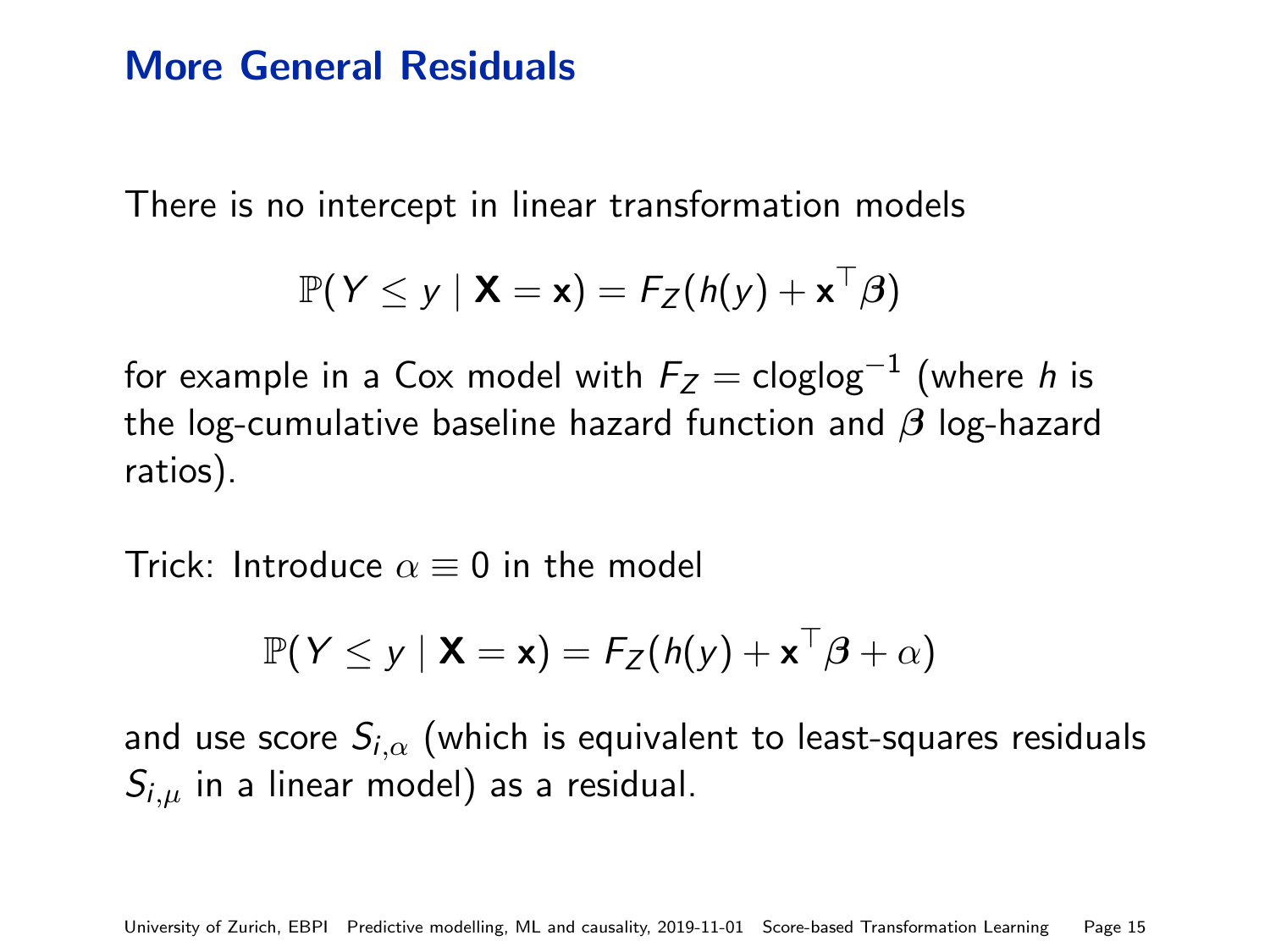# More General Residuals

There is no intercept in linear transformation models

$$\mathbb{P}(Y \leq y \mid \mathbf{X} = \mathbf{x}) = F_Z(h(y) + \mathbf{x}^\top \boldsymbol{\beta})$$

for example in a Cox model with $F_Z = \text{cloglog}^{-1}$ (where $h$ is the log-cumulative baseline hazard function and $\boldsymbol{\beta}$ log-hazard ratios).

Trick: Introduce $\alpha \equiv 0$ in the model

$$\mathbb{P}(Y \leq y \mid \mathbf{X} = \mathbf{x}) = F_Z(h(y) + \mathbf{x}^\top \boldsymbol{\beta} + \alpha)$$

and use score $S_{i,\alpha}$ (which is equivalent to least-squares residuals $S_{i,\mu}$ in a linear model) as a residual.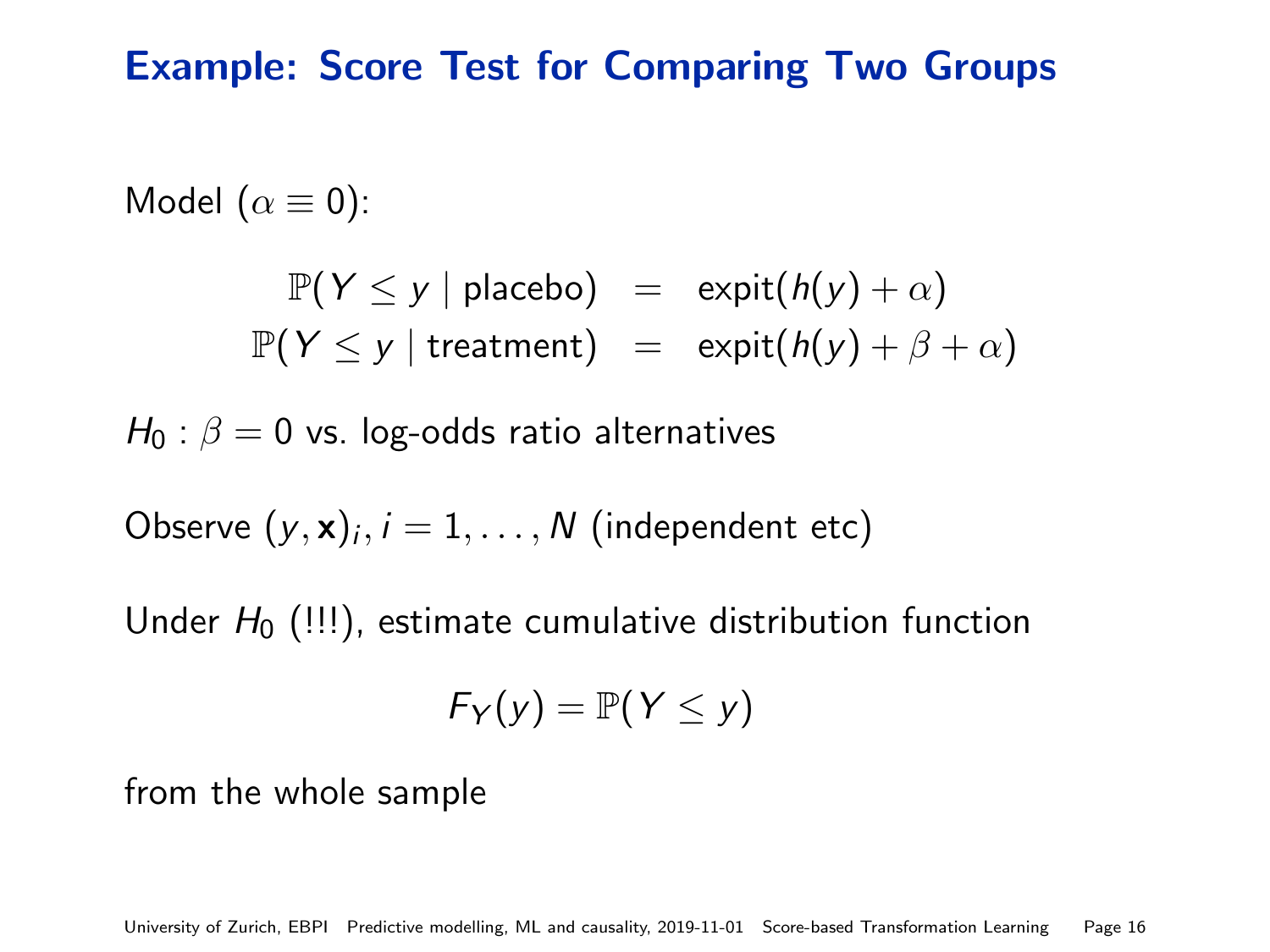## Example: Score Test for Comparing Two Groups

Model ($\alpha \equiv 0$):

$$
\begin{aligned}
\mathbb{P}(Y \leq y \mid \text{placebo}) &= \text{expit}(h(y) + \alpha) \\
\mathbb{P}(Y \leq y \mid \text{treatment}) &= \text{expit}(h(y) + \beta + \alpha)
\end{aligned}
$$

$H_0 : \beta = 0$ vs. log-odds ratio alternatives

Observe $(y, \mathbf{x})_i, i = 1, \dots, N$ (independent etc)

Under $H_0$ (!!!), estimate cumulative distribution function

$$
F_Y(y) = \mathbb{P}(Y \leq y)
$$

from the whole sample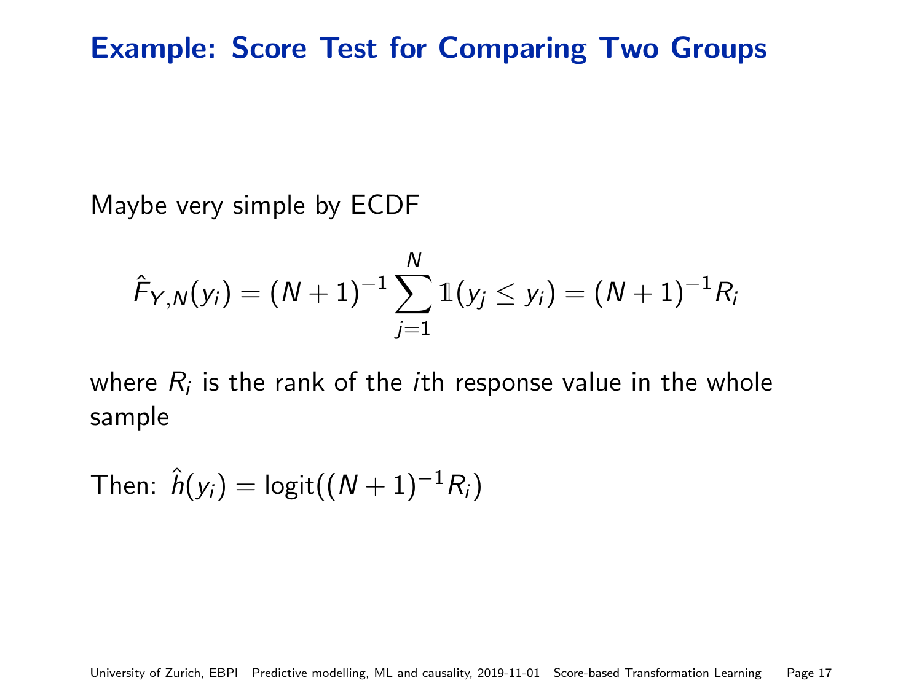# Example: Score Test for Comparing Two Groups

Maybe very simple by ECDF

$$\hat{F}_{Y,N}(y_i) = (N+1)^{-1} \sum_{j=1}^{N} \mathbb{1}(y_j \leq y_i) = (N+1)^{-1} R_i$$

where $R_i$ is the rank of the $i$th response value in the whole sample

Then: $\hat{h}(y_i) = \text{logit}((N+1)^{-1} R_i)$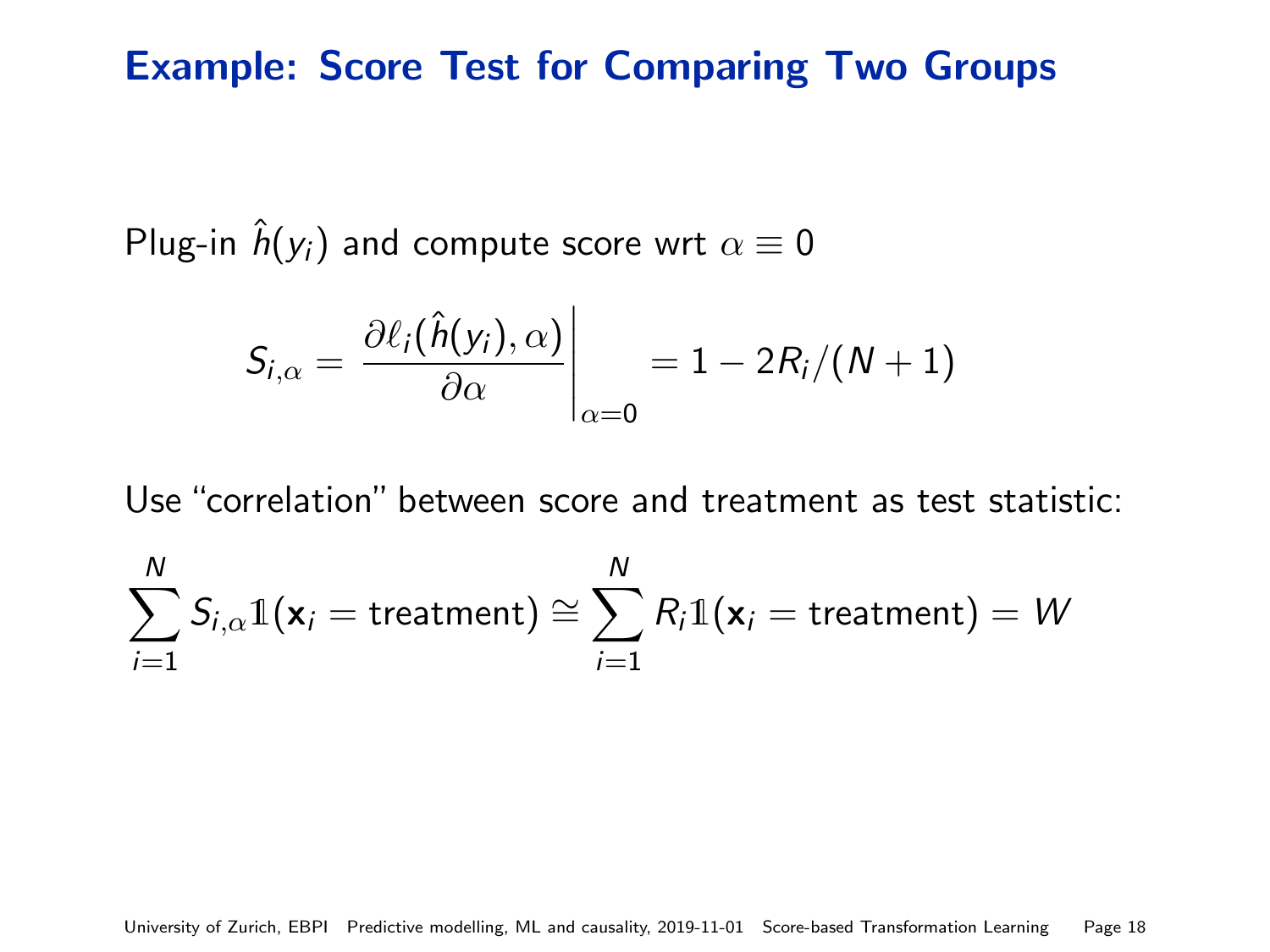## Example: Score Test for Comparing Two Groups

Plug-in $\hat{h}(y_i)$ and compute score wrt $\alpha \equiv 0$

$$S_{i,\alpha} = \left. \frac{\partial \ell_i(\hat{h}(y_i), \alpha)}{\partial \alpha} \right|_{\alpha=0} = 1 - 2R_i/(N+1)$$

Use "correlation" between score and treatment as test statistic:

$$\sum_{i=1}^{N} S_{i,\alpha} \mathbb{1}(\mathbf{x}_i = \text{treatment}) \cong \sum_{i=1}^{N} R_i \mathbb{1}(\mathbf{x}_i = \text{treatment}) = W$$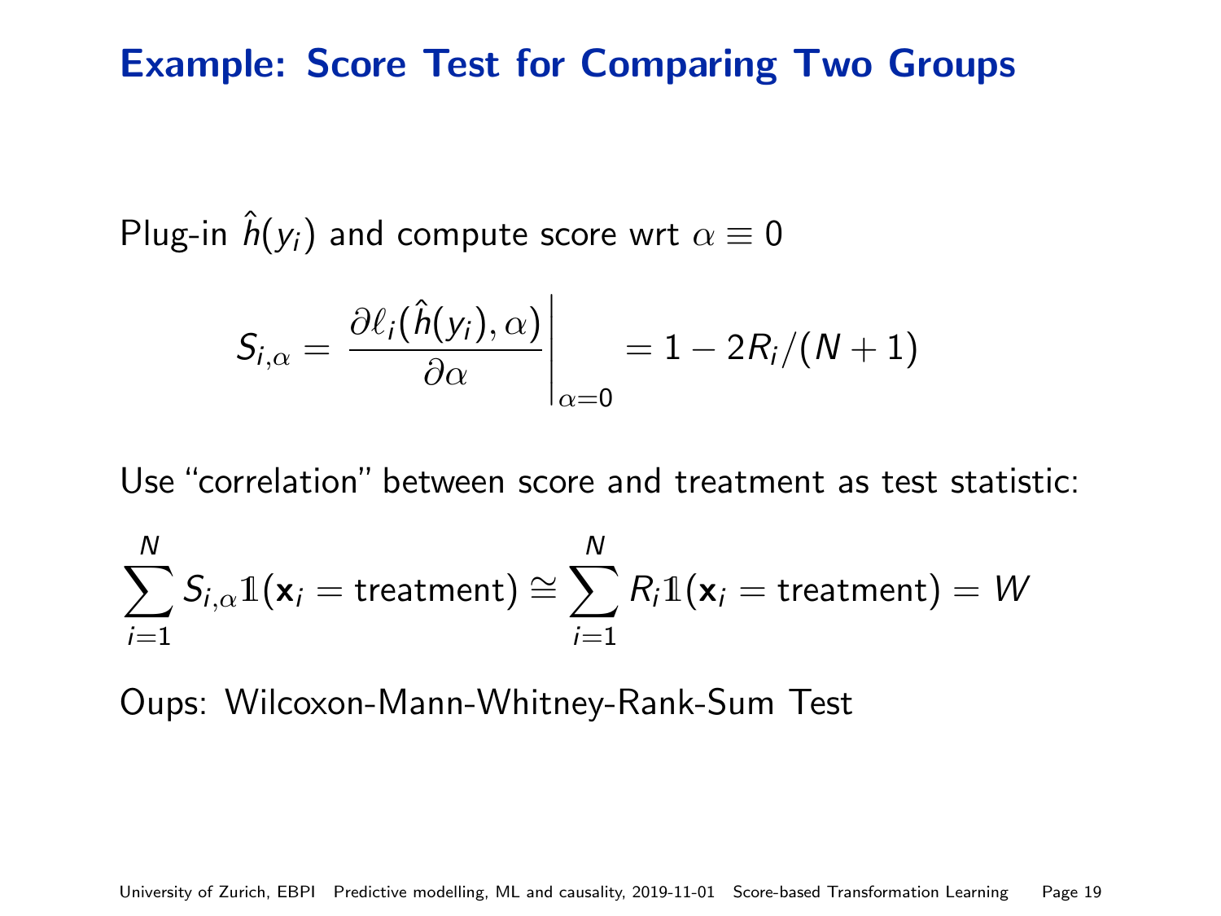## Example: Score Test for Comparing Two Groups

Plug-in $\hat{h}(y_i)$ and compute score wrt $\alpha \equiv 0$

$$S_{i,\alpha} = \left. \frac{\partial \ell_i(\hat{h}(y_i), \alpha)}{\partial \alpha} \right|_{\alpha=0} = 1 - 2R_i/(N+1)$$

Use "correlation" between score and treatment as test statistic:

$$\sum_{i=1}^{N} S_{i,\alpha} \mathbb{1}(\mathbf{x}_i = \text{treatment}) \cong \sum_{i=1}^{N} R_i \mathbb{1}(\mathbf{x}_i = \text{treatment}) = W$$

Oups: Wilcoxon-Mann-Whitney-Rank-Sum Test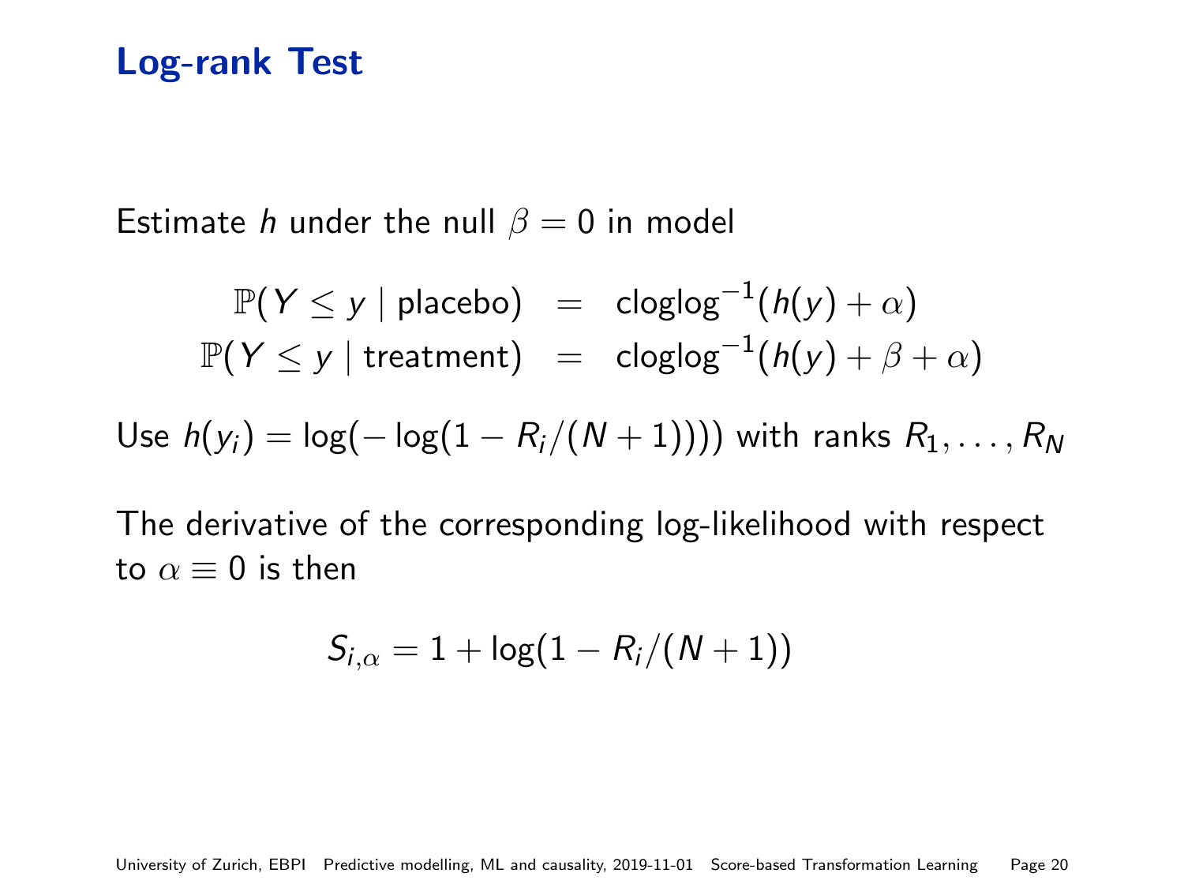# Log-rank Test

Estimate $h$ under the null $\beta = 0$ in model

$$
\begin{aligned}
\mathbb{P}(Y \leq y \mid \text{placebo}) &= \text{cloglog}^{-1}(h(y) + \alpha) \\
\mathbb{P}(Y \leq y \mid \text{treatment}) &= \text{cloglog}^{-1}(h(y) + \beta + \alpha)
\end{aligned}
$$

Use $h(y_i) = \log(-\log(1 - R_i/(N+1))))$ with ranks $R_1, \dots, R_N$

The derivative of the corresponding log-likelihood with respect to $\alpha \equiv 0$ is then

$$
S_{i,\alpha} = 1 + \log(1 - R_i/(N+1))
$$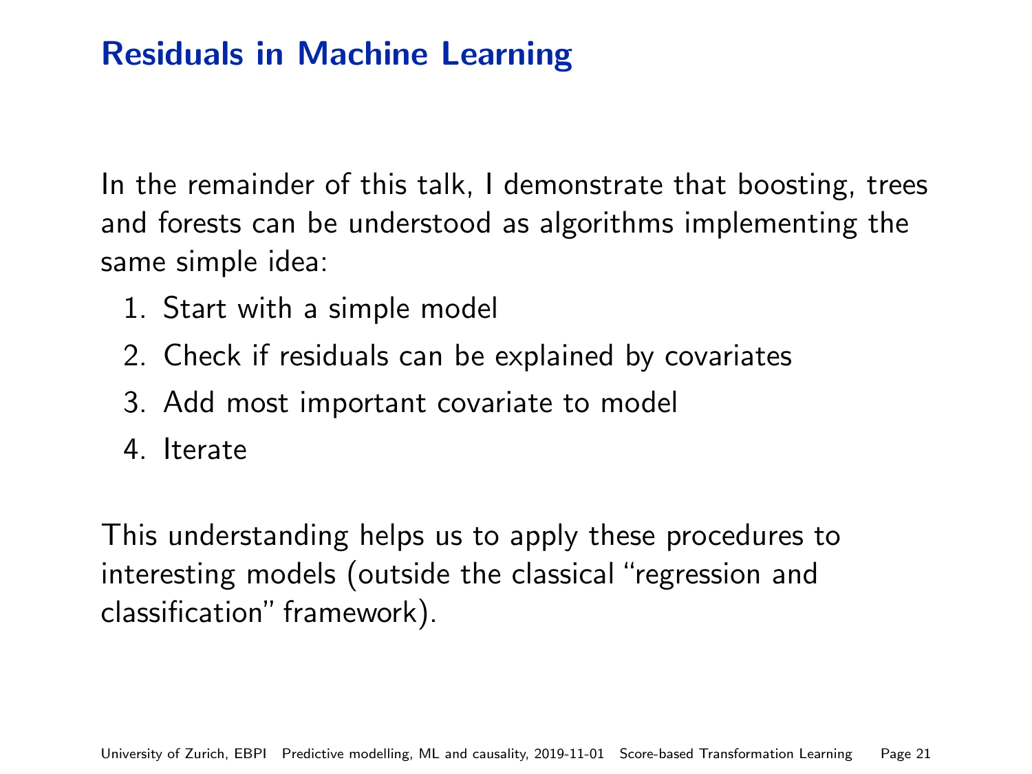# Residuals in Machine Learning

In the remainder of this talk, I demonstrate that boosting, trees and forests can be understood as algorithms implementing the same simple idea:

1. Start with a simple model
2. Check if residuals can be explained by covariates
3. Add most important covariate to model
4. Iterate

This understanding helps us to apply these procedures to interesting models (outside the classical "regression and classification" framework).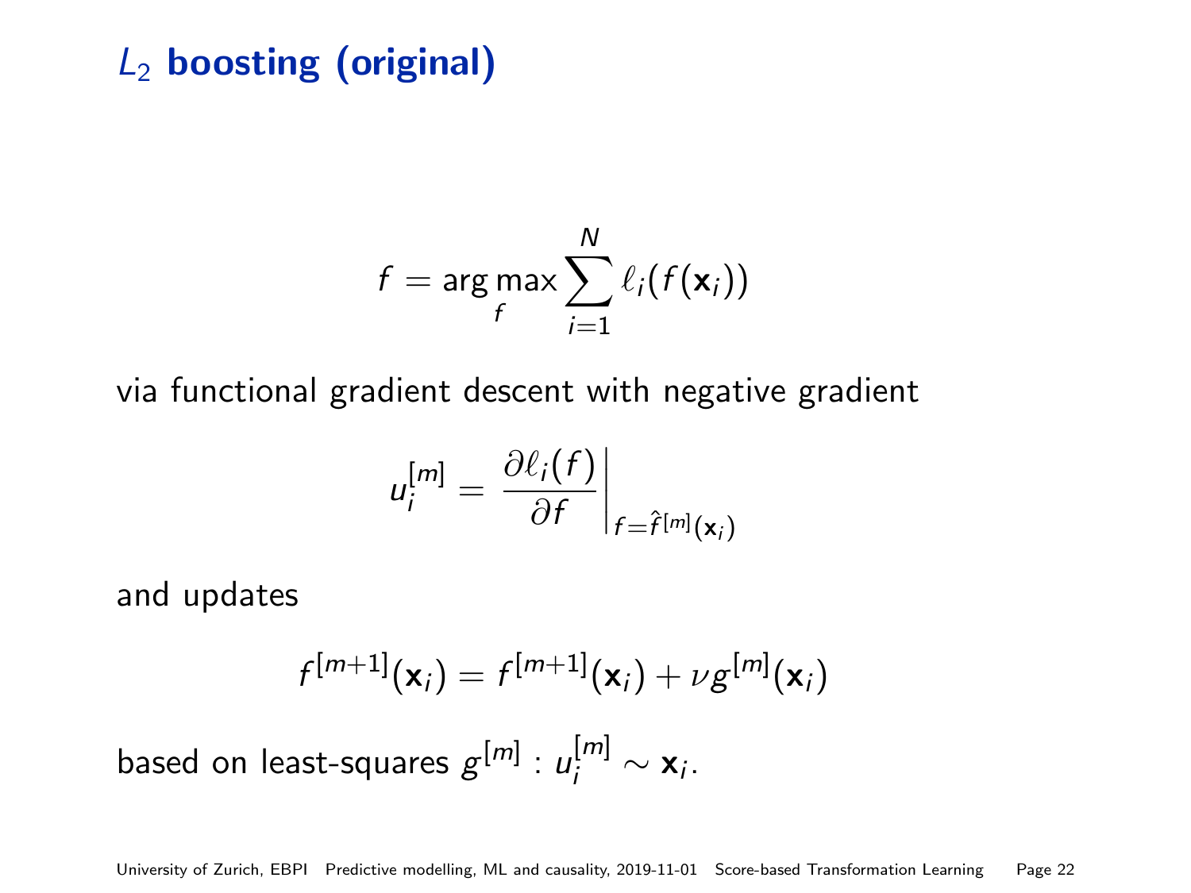# $L_2$ boosting (original)

$$f = \arg\max_f \sum_{i=1}^{N} \ell_i(f(\mathbf{x}_i))$$

via functional gradient descent with negative gradient

$$u_i^{[m]} = \left. \frac{\partial \ell_i(f)}{\partial f} \right|_{f=\hat{f}^{[m]}(\mathbf{x}_i)}$$

and updates

$$f^{[m+1]}(\mathbf{x}_i) = f^{[m+1]}(\mathbf{x}_i) + \nu g^{[m]}(\mathbf{x}_i)$$

based on least-squares $g^{[m]} : u_i^{[m]} \sim \mathbf{x}_i$.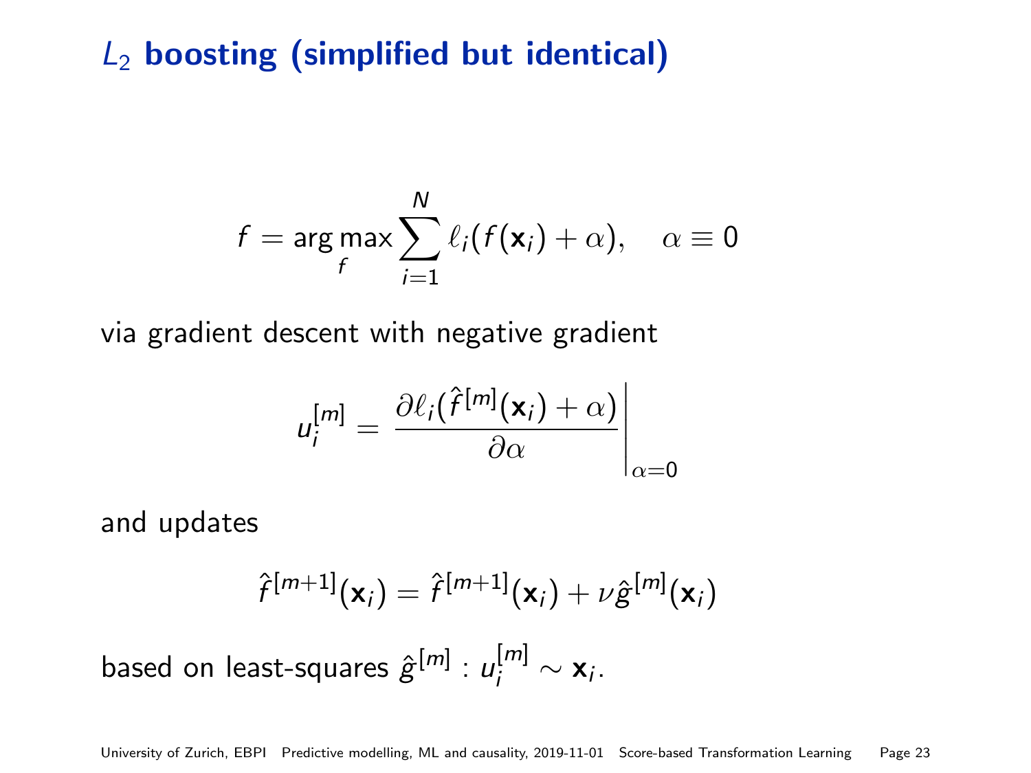# $L_2$ boosting (simplified but identical)

$$f = \arg\max_f \sum_{i=1}^{N} \ell_i(f(\mathbf{x}_i) + \alpha), \quad \alpha \equiv 0$$

via gradient descent with negative gradient

$$u_i^{[m]} = \left. \frac{\partial \ell_i(\hat{f}^{[m]}(\mathbf{x}_i) + \alpha)}{\partial \alpha} \right|_{\alpha=0}$$

and updates

$$\hat{f}^{[m+1]}(\mathbf{x}_i) = \hat{f}^{[m+1]}(\mathbf{x}_i) + \nu \hat{g}^{[m]}(\mathbf{x}_i)$$

based on least-squares $\hat{g}^{[m]} : u_i^{[m]} \sim \mathbf{x}_i$.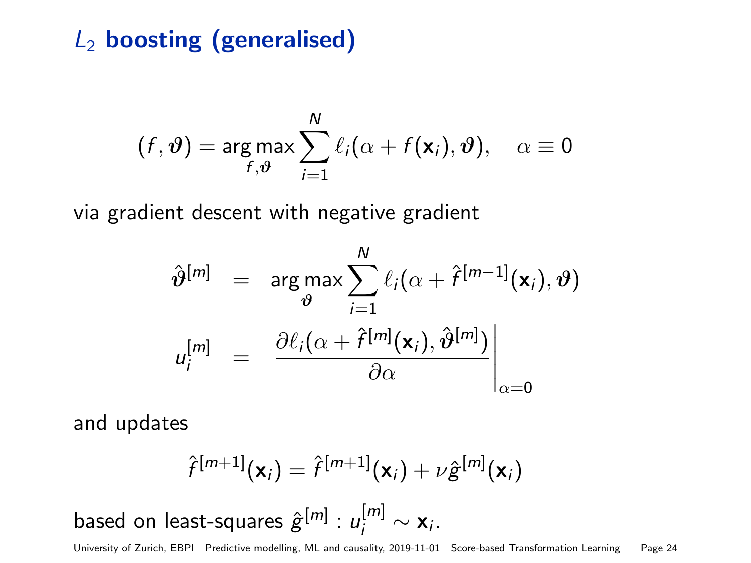# $L_2$ boosting (generalised)

$$(f, \boldsymbol{\vartheta}) = \operatorname*{arg\,max}_{f, \boldsymbol{\vartheta}} \sum_{i=1}^{N} \ell_i(\alpha + f(\mathbf{x}_i), \boldsymbol{\vartheta}), \quad \alpha \equiv 0$$

via gradient descent with negative gradient

$$\begin{aligned}
\hat{\boldsymbol{\vartheta}}^{[m]} &= \operatorname*{arg\,max}_{\boldsymbol{\vartheta}} \sum_{i=1}^{N} \ell_i(\alpha + \hat{f}^{[m-1]}(\mathbf{x}_i), \boldsymbol{\vartheta}) \\
u_i^{[m]} &= \left. \frac{\partial \ell_i(\alpha + \hat{f}^{[m]}(\mathbf{x}_i), \hat{\boldsymbol{\vartheta}}^{[m]})}{\partial \alpha} \right|_{\alpha = 0}
\end{aligned}$$

and updates

$$\hat{f}^{[m+1]}(\mathbf{x}_i) = \hat{f}^{[m+1]}(\mathbf{x}_i) + \nu \hat{g}^{[m]}(\mathbf{x}_i)$$

based on least-squares $\hat{g}^{[m]} : u_i^{[m]} \sim \mathbf{x}_i$.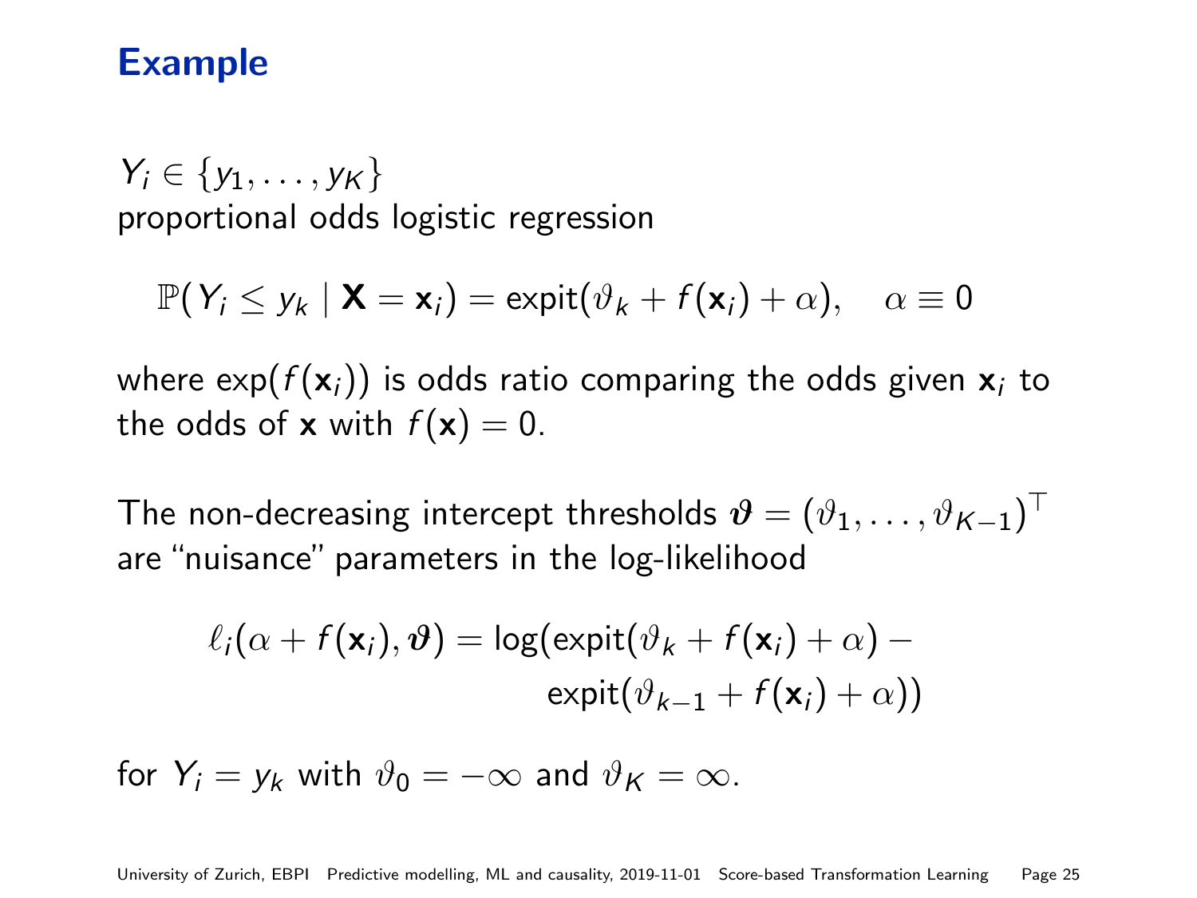# Example

$Y_i \in \{y_1, \dots, y_K\}$
proportional odds logistic regression

$$\mathbb{P}(Y_i \le y_k \mid \mathbf{X} = \mathbf{x}_i) = \text{expit}(\vartheta_k + f(\mathbf{x}_i) + \alpha), \quad \alpha \equiv 0$$

where $\exp(f(\mathbf{x}_i))$ is odds ratio comparing the odds given $\mathbf{x}_i$ to the odds of $\mathbf{x}$ with $f(\mathbf{x}) = 0$.

The non-decreasing intercept thresholds $\boldsymbol{\vartheta} = (\vartheta_1, \dots, \vartheta_{K-1})^\top$ are "nuisance" parameters in the log-likelihood

$$\ell_i(\alpha + f(\mathbf{x}_i), \boldsymbol{\vartheta}) = \log(\text{expit}(\vartheta_k + f(\mathbf{x}_i) + \alpha) - \text{expit}(\vartheta_{k-1} + f(\mathbf{x}_i) + \alpha))$$

for $Y_i = y_k$ with $\vartheta_0 = -\infty$ and $\vartheta_K = \infty$.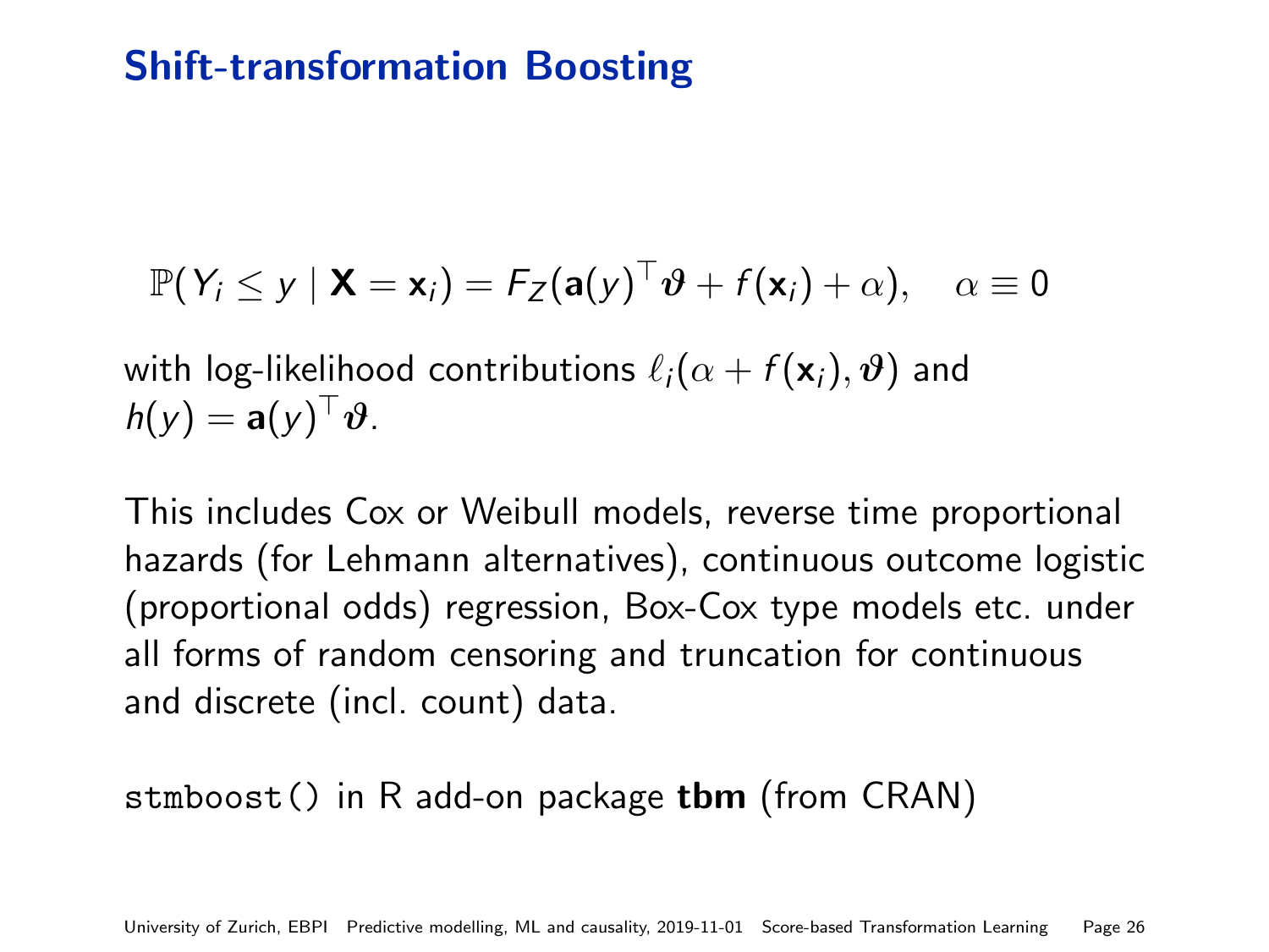# Shift-transformation Boosting

$$\mathbb{P}(Y_i \leq y \mid \mathbf{X} = \mathbf{x}_i) = F_Z(\mathbf{a}(y)^\top \boldsymbol{\vartheta} + f(\mathbf{x}_i) + \alpha), \quad \alpha \equiv 0$$

with log-likelihood contributions $\ell_i(\alpha + f(\mathbf{x}_i), \boldsymbol{\vartheta})$ and $h(y) = \mathbf{a}(y)^\top \boldsymbol{\vartheta}$.

This includes Cox or Weibull models, reverse time proportional hazards (for Lehmann alternatives), continuous outcome logistic (proportional odds) regression, Box-Cox type models etc. under all forms of random censoring and truncation for continuous and discrete (incl. count) data.

`stmboost()` in R add-on package **tbm** (from CRAN)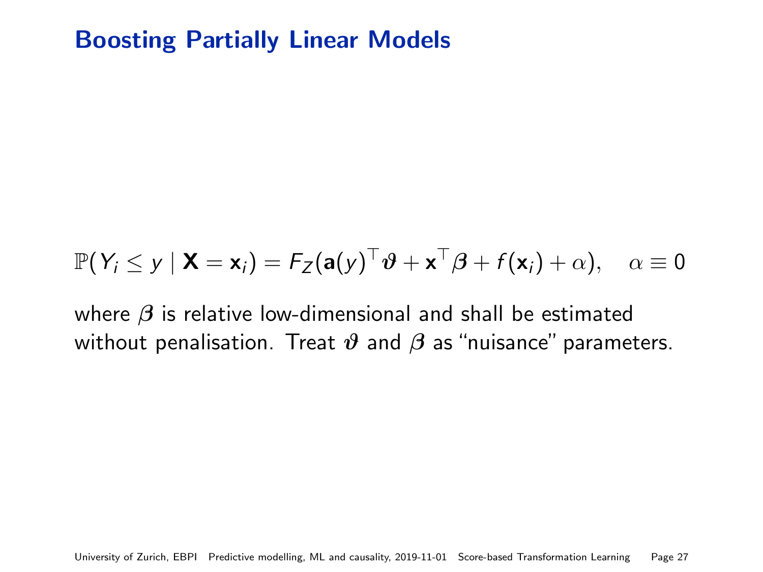# Boosting Partially Linear Models

$$\mathbb{P}(Y_i \leq y \mid \mathbf{X} = \mathbf{x}_i) = F_Z(\mathbf{a}(y)^\top \boldsymbol{\vartheta} + \mathbf{x}^\top \boldsymbol{\beta} + f(\mathbf{x}_i) + \alpha), \quad \alpha \equiv 0$$

where $\boldsymbol{\beta}$ is relative low-dimensional and shall be estimated without penalisation. Treat $\boldsymbol{\vartheta}$ and $\boldsymbol{\beta}$ as "nuisance" parameters.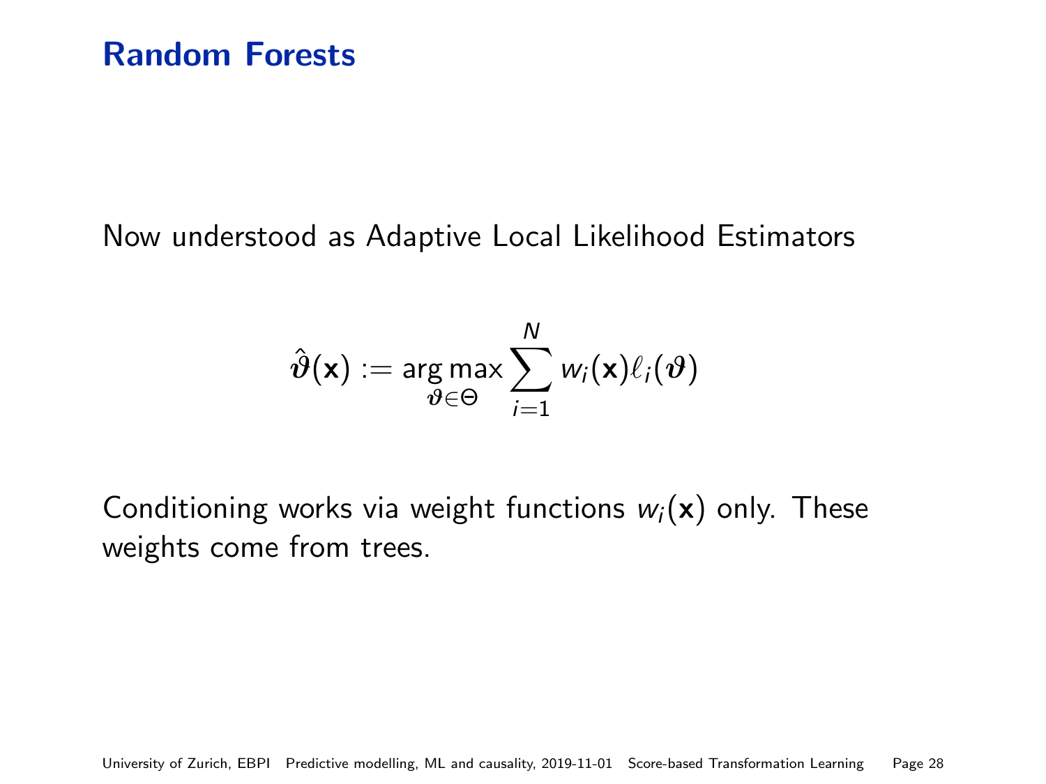# Random Forests

Now understood as Adaptive Local Likelihood Estimators

$$\hat{\boldsymbol{\vartheta}}(\mathbf{x}) := \operatorname*{arg\,max}_{\boldsymbol{\vartheta} \in \Theta} \sum_{i=1}^{N} w_i(\mathbf{x}) \ell_i(\boldsymbol{\vartheta})$$

Conditioning works via weight functions $w_i(\mathbf{x})$ only. These weights come from trees.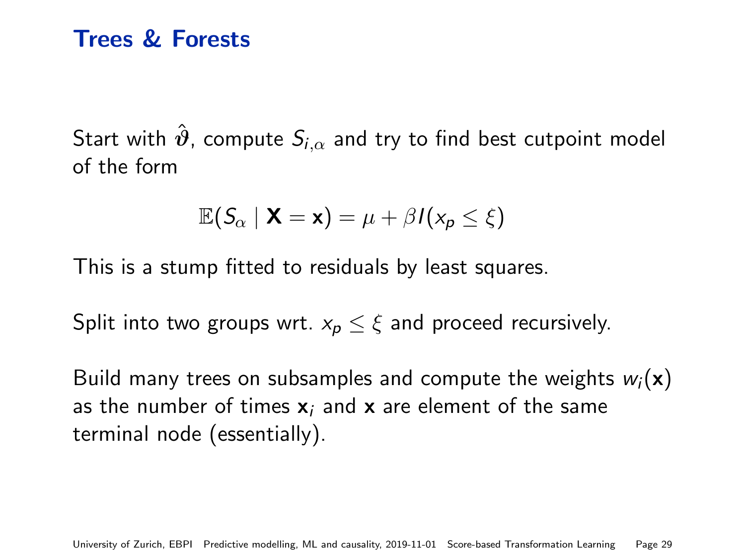# Trees & Forests

Start with $\hat{\boldsymbol{\vartheta}}$, compute $S_{i,\alpha}$ and try to find best cutpoint model of the form

$$\mathbb{E}(S_\alpha \mid \mathbf{X} = \mathbf{x}) = \mu + \beta I(x_p \leq \xi)$$

This is a stump fitted to residuals by least squares.

Split into two groups wrt. $x_p \leq \xi$ and proceed recursively.

Build many trees on subsamples and compute the weights $w_i(\mathbf{x})$ as the number of times $\mathbf{x}_i$ and $\mathbf{x}$ are element of the same terminal node (essentially).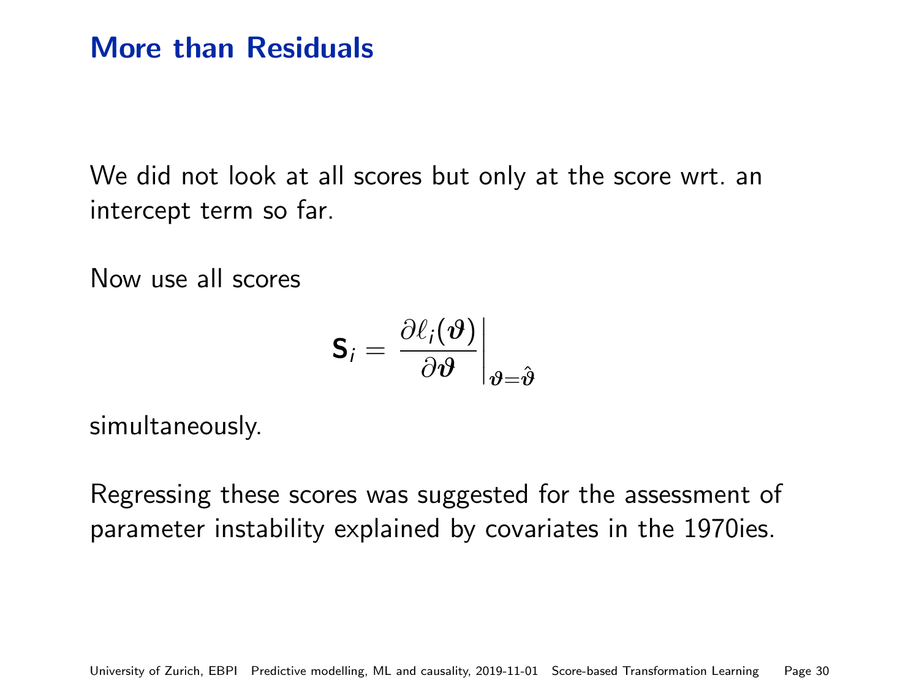# More than Residuals

We did not look at all scores but only at the score wrt. an intercept term so far.

Now use all scores

$$\mathbf{S}_i = \left. \frac{\partial \ell_i(\boldsymbol{\vartheta})}{\partial \boldsymbol{\vartheta}} \right|_{\boldsymbol{\vartheta} = \hat{\boldsymbol{\vartheta}}}$$

simultaneously.

Regressing these scores was suggested for the assessment of parameter instability explained by covariates in the 1970ies.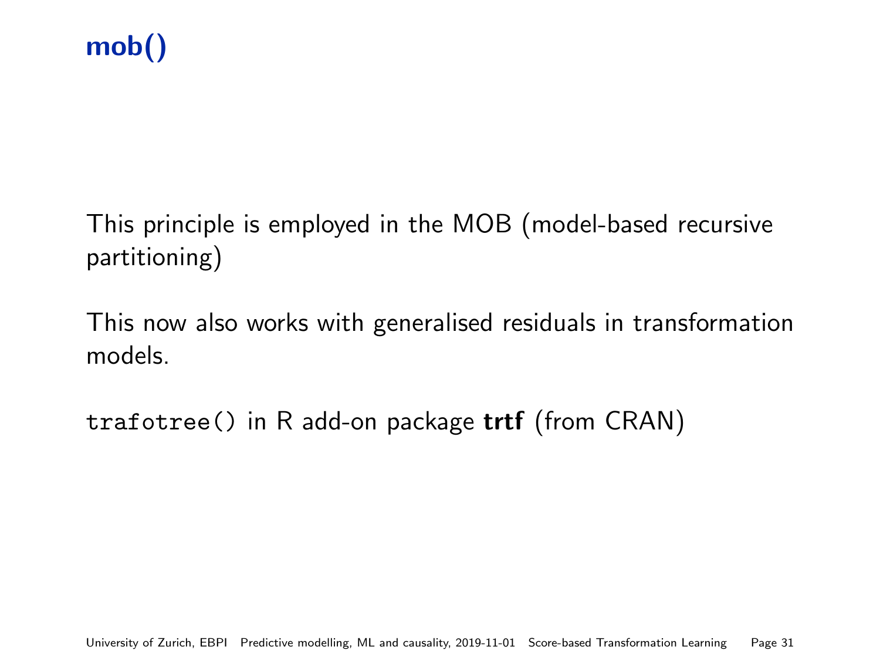# mob()

This principle is employed in the MOB (model-based recursive partitioning)

This now also works with generalised residuals in transformation models.

`trafotree()` in R add-on package **trtf** (from CRAN)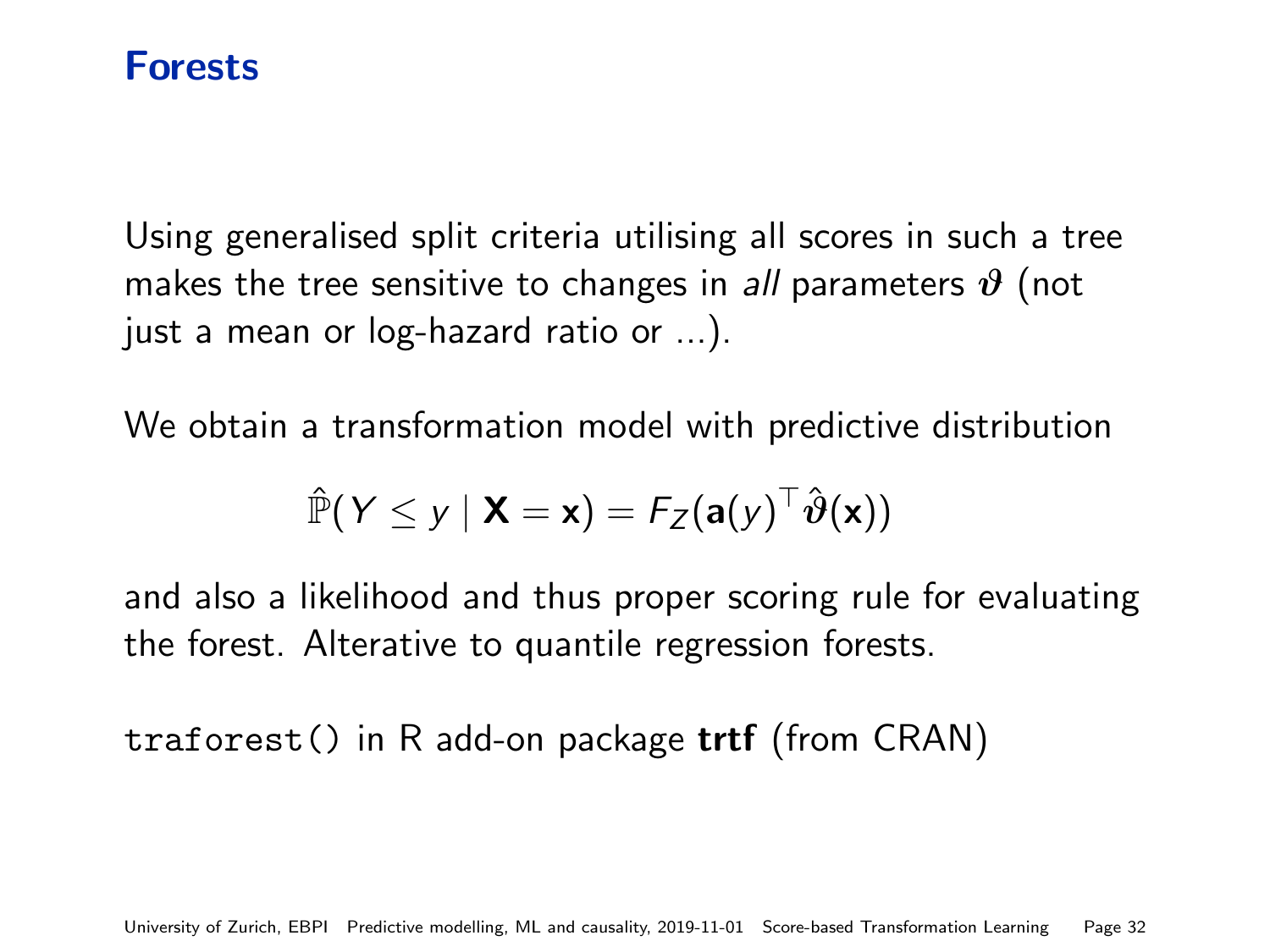# Forests

Using generalised split criteria utilising all scores in such a tree makes the tree sensitive to changes in *all* parameters $\boldsymbol{\vartheta}$ (not just a mean or log-hazard ratio or ...).

We obtain a transformation model with predictive distribution

$$\hat{\mathbb{P}}(Y \leq y \mid \mathbf{X} = \mathbf{x}) = F_Z(\mathbf{a}(y)^\top \hat{\boldsymbol{\vartheta}}(\mathbf{x}))$$

and also a likelihood and thus proper scoring rule for evaluating the forest. Alterative to quantile regression forests.

`traforest()` in R add-on package **trtf** (from CRAN)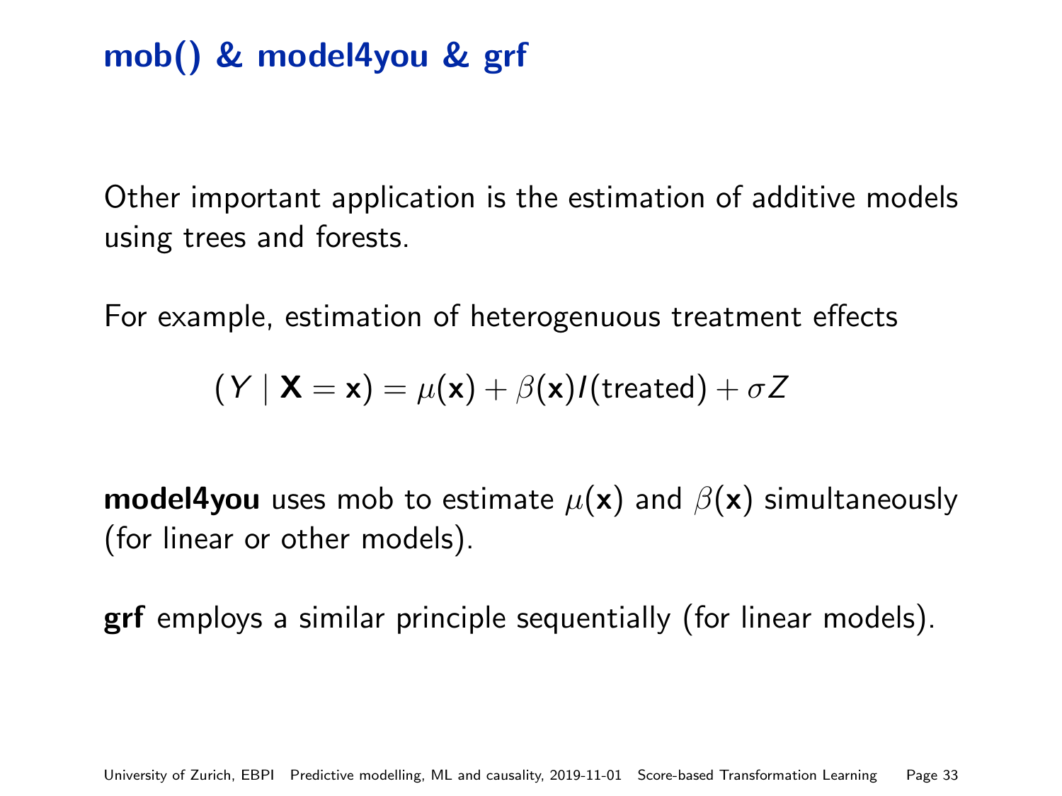# mob() & model4you & grf

Other important application is the estimation of additive models using trees and forests.

For example, estimation of heterogenuous treatment effects

$$(Y \mid \mathbf{X} = \mathbf{x}) = \mu(\mathbf{x}) + \beta(\mathbf{x}) I(\text{treated}) + \sigma Z$$

**model4you** uses mob to estimate $\mu(\mathbf{x})$ and $\beta(\mathbf{x})$ simultaneously (for linear or other models).

**grf** employs a similar principle sequentially (for linear models).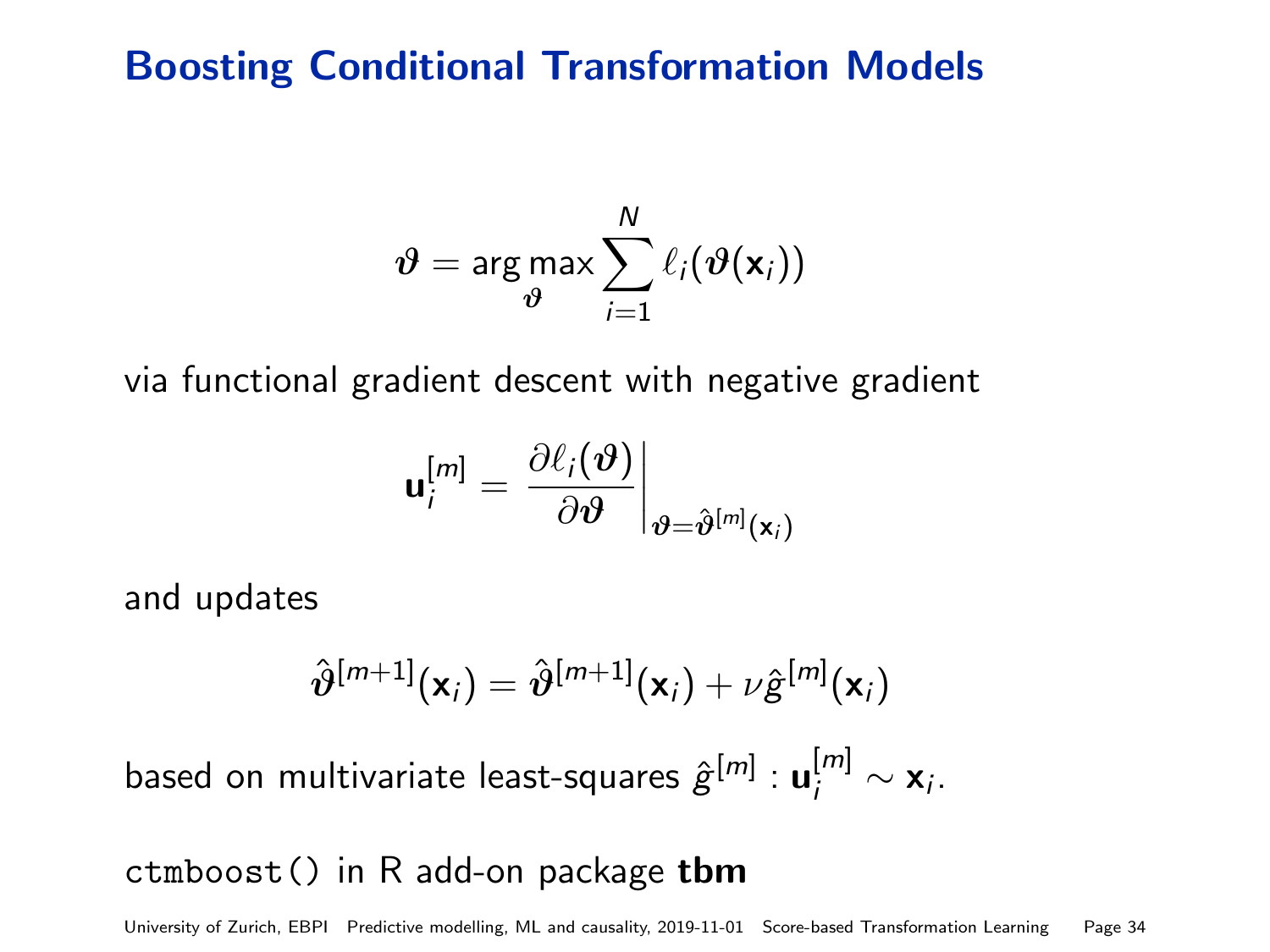# Boosting Conditional Transformation Models

$$\boldsymbol{\vartheta} = \arg\max_{\boldsymbol{\vartheta}} \sum_{i=1}^{N} \ell_i(\boldsymbol{\vartheta}(\mathbf{x}_i))$$

via functional gradient descent with negative gradient

$$\mathbf{u}_i^{[m]} = \left. \frac{\partial \ell_i(\boldsymbol{\vartheta})}{\partial \boldsymbol{\vartheta}} \right|_{\boldsymbol{\vartheta} = \hat{\boldsymbol{\vartheta}}^{[m]}(\mathbf{x}_i)}$$

and updates

$$\hat{\boldsymbol{\vartheta}}^{[m+1]}(\mathbf{x}_i) = \hat{\boldsymbol{\vartheta}}^{[m+1]}(\mathbf{x}_i) + \nu \hat{g}^{[m]}(\mathbf{x}_i)$$

based on multivariate least-squares $\hat{g}^{[m]} : \mathbf{u}_i^{[m]} \sim \mathbf{x}_i$.

`ctmboost()` in R add-on package **tbm**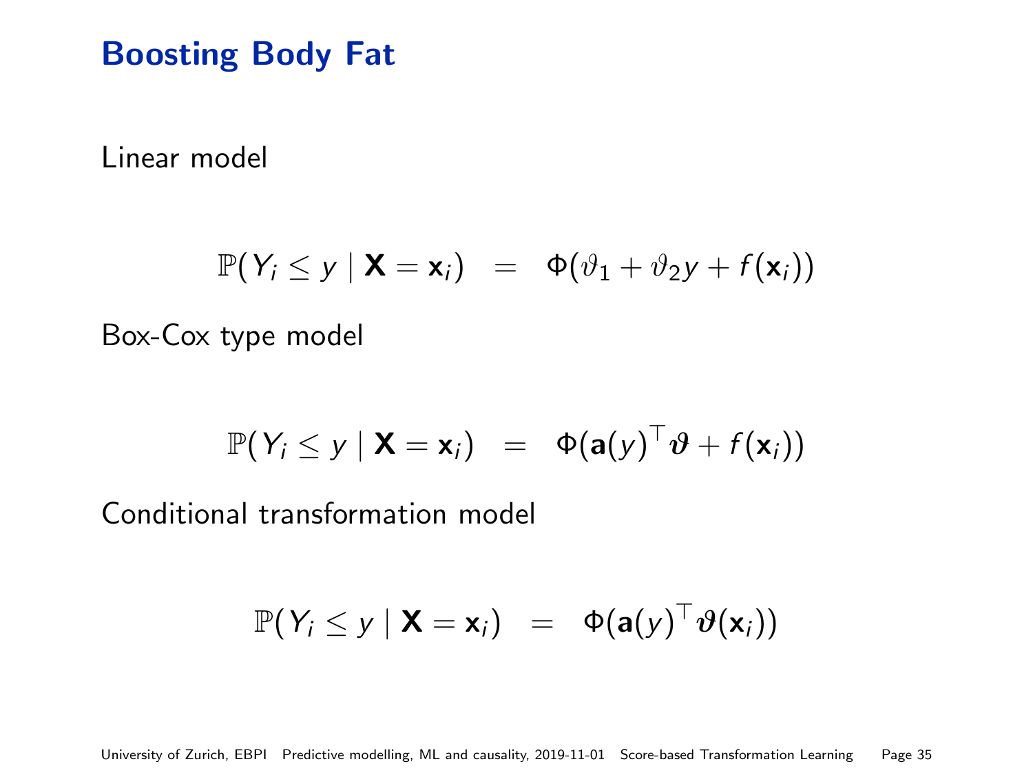# Boosting Body Fat

Linear model

$$\mathbb{P}(Y_i \le y \mid \mathbf{X} = \mathbf{x}_i) \quad = \quad \Phi(\vartheta_1 + \vartheta_2 y + f(\mathbf{x}_i))$$

Box-Cox type model

$$\mathbb{P}(Y_i \le y \mid \mathbf{X} = \mathbf{x}_i) \quad = \quad \Phi(\mathbf{a}(y)^\top \boldsymbol{\vartheta} + f(\mathbf{x}_i))$$

Conditional transformation model

$$\mathbb{P}(Y_i \le y \mid \mathbf{X} = \mathbf{x}_i) \quad = \quad \Phi(\mathbf{a}(y)^\top \boldsymbol{\vartheta}(\mathbf{x}_i))$$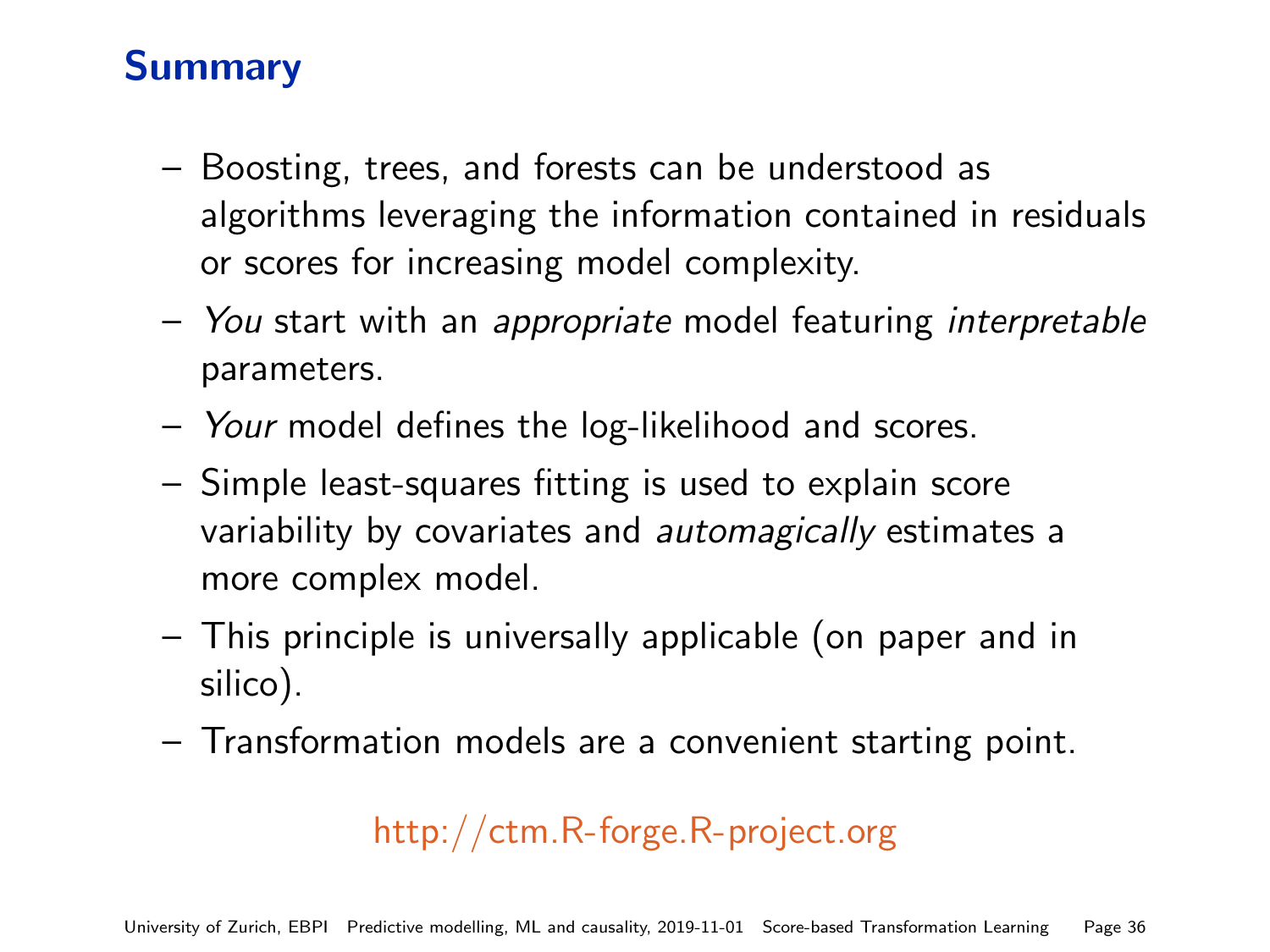# Summary

- Boosting, trees, and forests can be understood as algorithms leveraging the information contained in residuals or scores for increasing model complexity.
- *You* start with an *appropriate* model featuring *interpretable* parameters.
- *Your* model defines the log-likelihood and scores.
- Simple least-squares fitting is used to explain score variability by covariates and *automagically* estimates a more complex model.
- This principle is universally applicable (on paper and in silico).
- Transformation models are a convenient starting point.

http://ctm.R-forge.R-project.org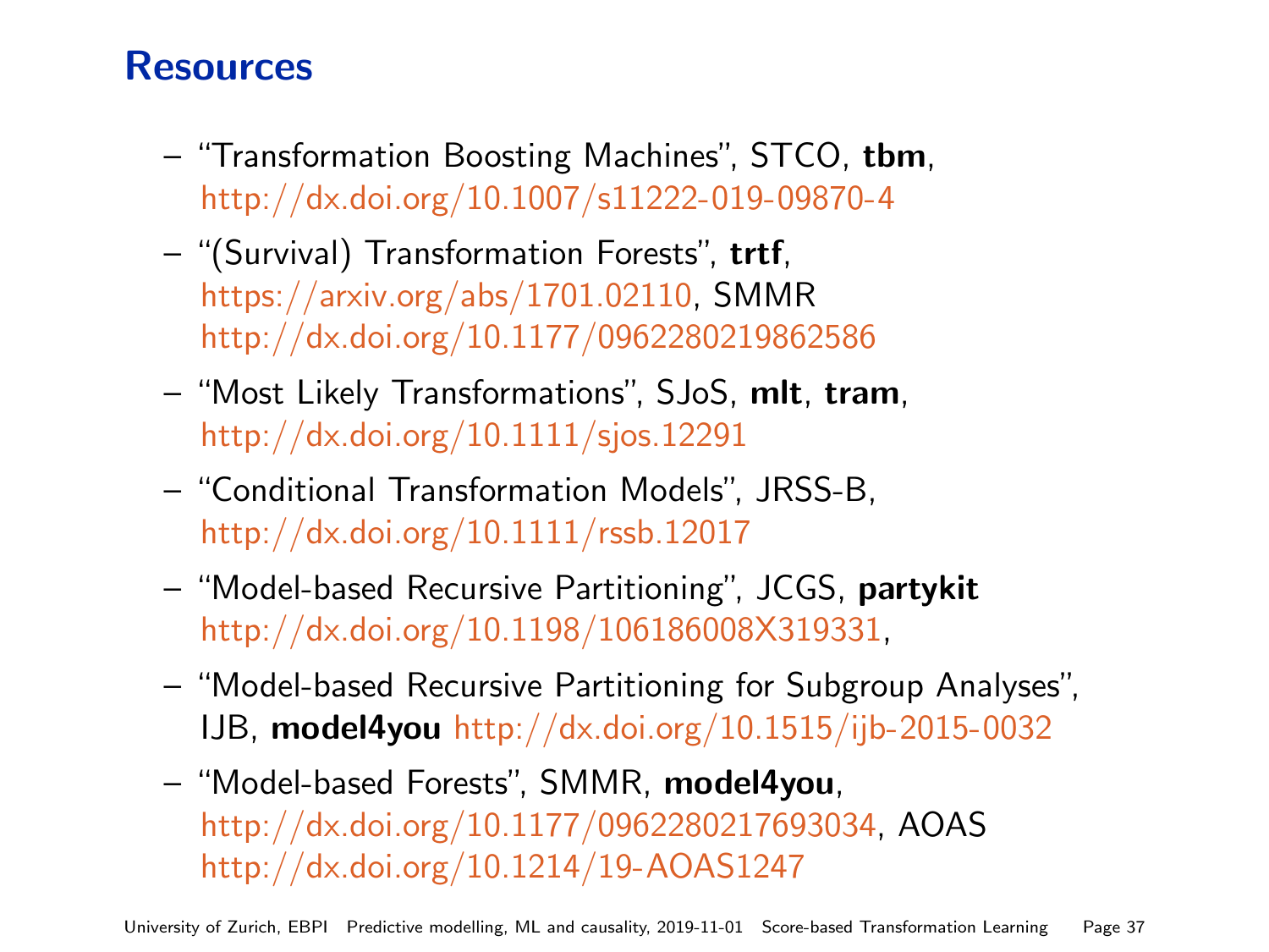# Resources

- "Transformation Boosting Machines", STCO, **tbm**, http://dx.doi.org/10.1007/s11222-019-09870-4
- "(Survival) Transformation Forests", **trtf**, https://arxiv.org/abs/1701.02110, SMMR http://dx.doi.org/10.1177/0962280219862586
- "Most Likely Transformations", SJoS, **mlt**, **tram**, http://dx.doi.org/10.1111/sjos.12291
- "Conditional Transformation Models", JRSS-B, http://dx.doi.org/10.1111/rssb.12017
- "Model-based Recursive Partitioning", JCGS, **partykit** http://dx.doi.org/10.1198/106186008X319331,
- "Model-based Recursive Partitioning for Subgroup Analyses", IJB, **model4you** http://dx.doi.org/10.1515/ijb-2015-0032
- "Model-based Forests", SMMR, **model4you**, http://dx.doi.org/10.1177/0962280217693034, AOAS http://dx.doi.org/10.1214/19-AOAS1247